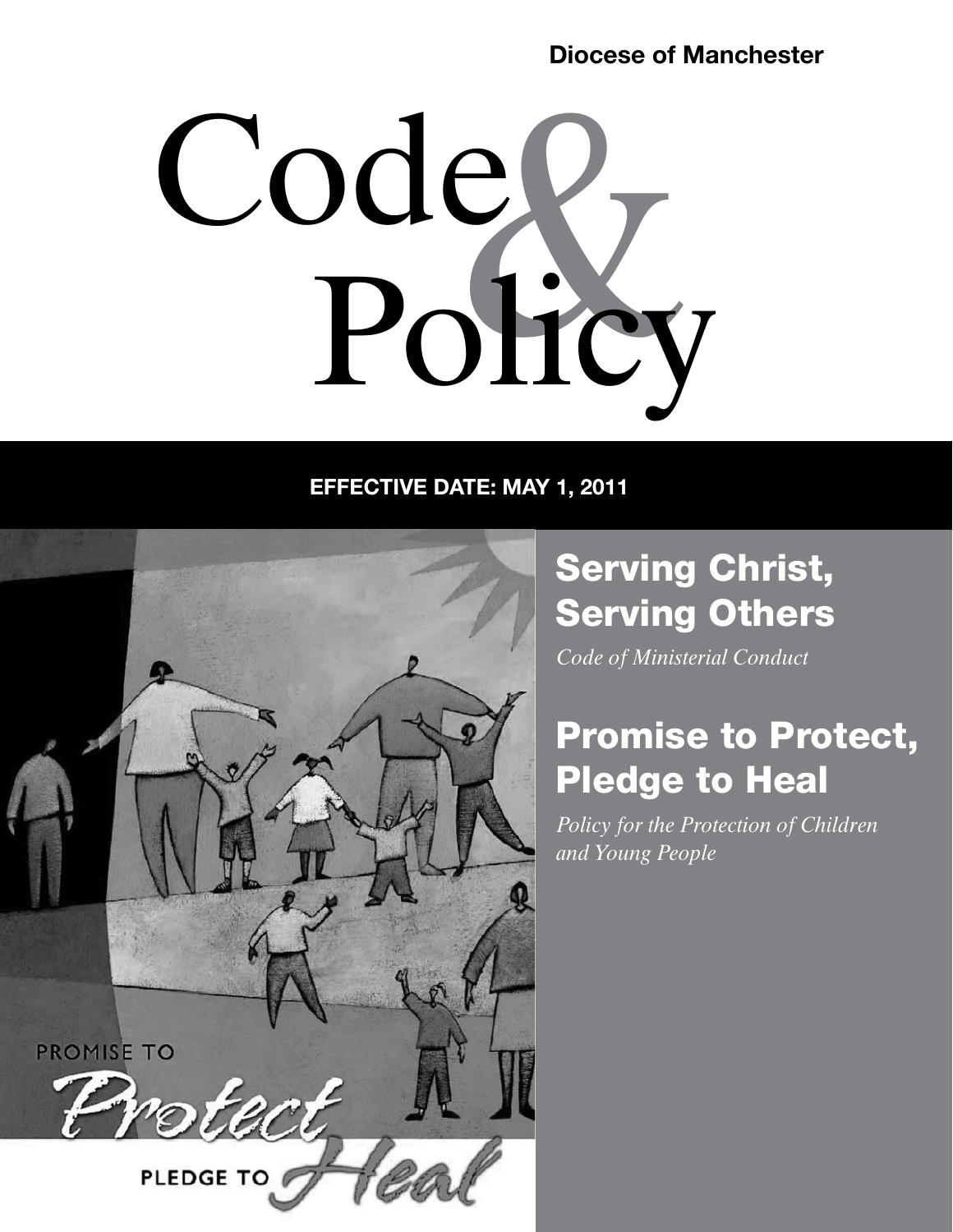**Diocese of Manchester**

# Code & Policy

**EFFECTIVE DATE: MAY 1, 2011**

## Serving Christ, Serving Others

*Code of Ministerial Conduct*

## Promise to Protect, Pledge to Heal

*Policy for the Protection of Children and Young People*

PROMISE TO Protect PLEDGE TO Heal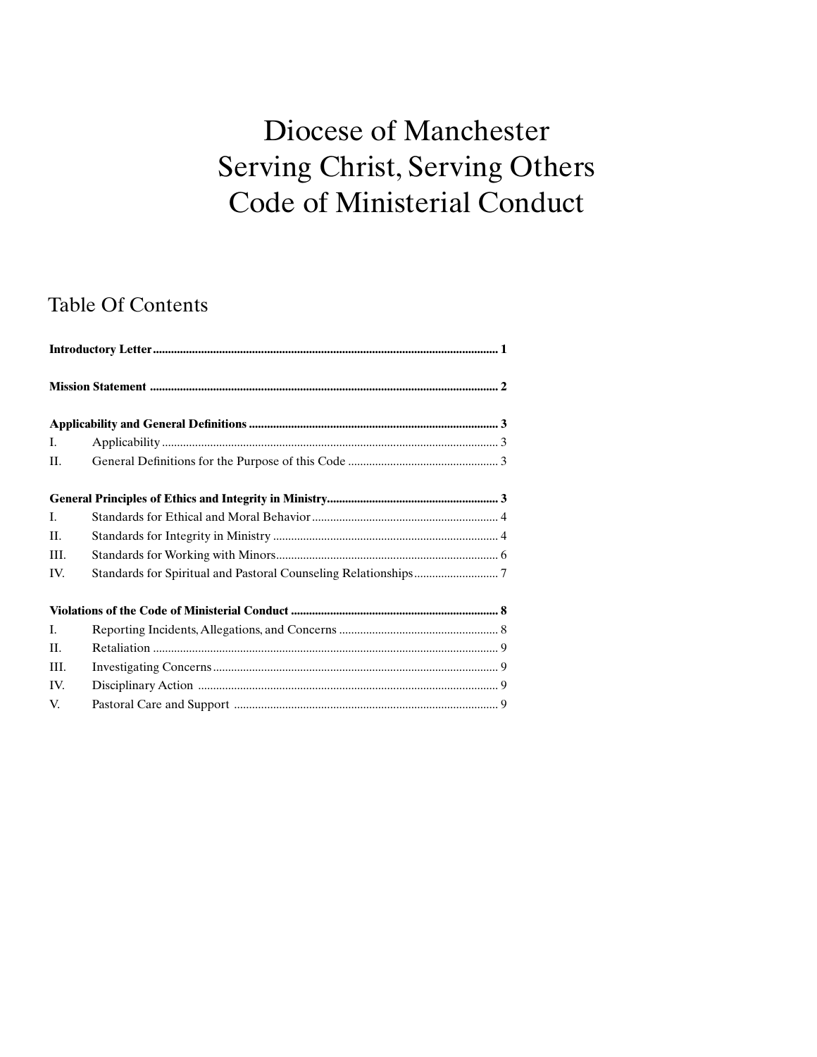# Diocese of Manchester
# Serving Christ, Serving Others
# Code of Ministerial Conduct

## Table Of Contents

**Introductory Letter** ........................................................................ **1**

**Mission Statement** ........................................................................ **2**

**Applicability and General Definitions** ........................................................................ **3**

I. Applicability ........................................................................ 3

II. General Definitions for the Purpose of this Code ........................................................................ 3

**General Principles of Ethics and Integrity in Ministry** ........................................................................ **3**

I. Standards for Ethical and Moral Behavior ........................................................................ 4

II. Standards for Integrity in Ministry ........................................................................ 4

III. Standards for Working with Minors ........................................................................ 6

IV. Standards for Spiritual and Pastoral Counseling Relationships ........................................................................ 7

**Violations of the Code of Ministerial Conduct** ........................................................................ **8**

I. Reporting Incidents, Allegations, and Concerns ........................................................................ 8

II. Retaliation ........................................................................ 9

III. Investigating Concerns ........................................................................ 9

IV. Disciplinary Action ........................................................................ 9

V. Pastoral Care and Support ........................................................................ 9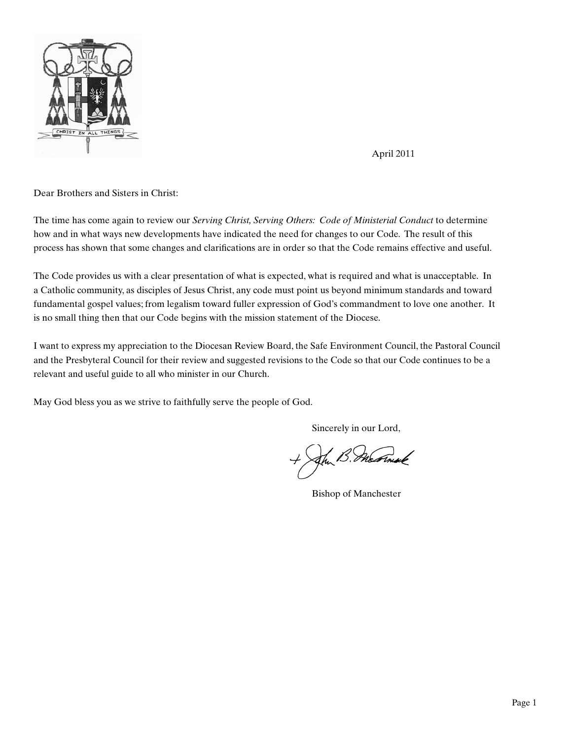April 2011

Dear Brothers and Sisters in Christ:

The time has come again to review our *Serving Christ, Serving Others: Code of Ministerial Conduct* to determine how and in what ways new developments have indicated the need for changes to our Code. The result of this process has shown that some changes and clarifications are in order so that the Code remains effective and useful.

The Code provides us with a clear presentation of what is expected, what is required and what is unacceptable. In a Catholic community, as disciples of Jesus Christ, any code must point us beyond minimum standards and toward fundamental gospel values; from legalism toward fuller expression of God's commandment to love one another. It is no small thing then that our Code begins with the mission statement of the Diocese.

I want to express my appreciation to the Diocesan Review Board, the Safe Environment Council, the Pastoral Council and the Presbyteral Council for their review and suggested revisions to the Code so that our Code continues to be a relevant and useful guide to all who minister in our Church.

May God bless you as we strive to faithfully serve the people of God.

Sincerely in our Lord,

+ John B. McCormack

Bishop of Manchester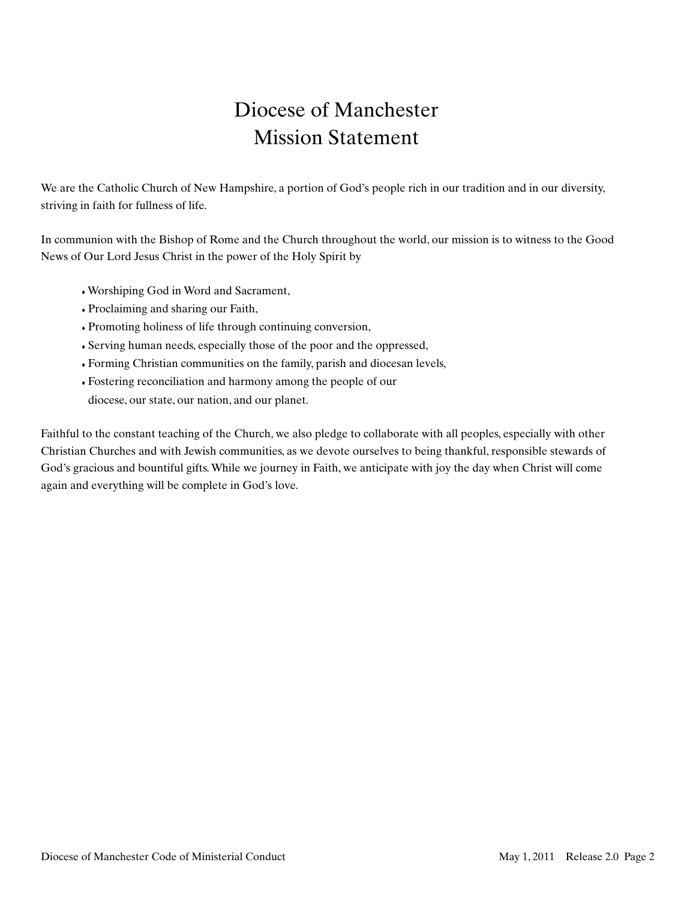# Diocese of Manchester Mission Statement

We are the Catholic Church of New Hampshire, a portion of God's people rich in our tradition and in our diversity, striving in faith for fullness of life.

In communion with the Bishop of Rome and the Church throughout the world, our mission is to witness to the Good News of Our Lord Jesus Christ in the power of the Holy Spirit by

- Worshiping God in Word and Sacrament,
- Proclaiming and sharing our Faith,
- Promoting holiness of life through continuing conversion,
- Serving human needs, especially those of the poor and the oppressed,
- Forming Christian communities on the family, parish and diocesan levels,
- Fostering reconciliation and harmony among the people of our diocese, our state, our nation, and our planet.

Faithful to the constant teaching of the Church, we also pledge to collaborate with all peoples, especially with other Christian Churches and with Jewish communities, as we devote ourselves to being thankful, responsible stewards of God's gracious and bountiful gifts. While we journey in Faith, we anticipate with joy the day when Christ will come again and everything will be complete in God's love.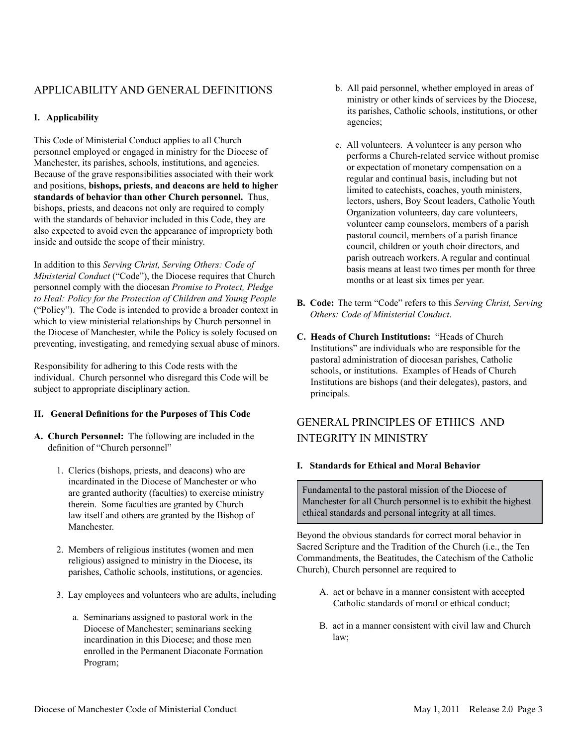## APPLICABILITY AND GENERAL DEFINITIONS

### I. Applicability

This Code of Ministerial Conduct applies to all Church personnel employed or engaged in ministry for the Diocese of Manchester, its parishes, schools, institutions, and agencies. Because of the grave responsibilities associated with their work and positions, **bishops, priests, and deacons are held to higher standards of behavior than other Church personnel.** Thus, bishops, priests, and deacons not only are required to comply with the standards of behavior included in this Code, they are also expected to avoid even the appearance of impropriety both inside and outside the scope of their ministry.

In addition to this *Serving Christ, Serving Others: Code of Ministerial Conduct* ("Code"), the Diocese requires that Church personnel comply with the diocesan *Promise to Protect, Pledge to Heal: Policy for the Protection of Children and Young People* ("Policy"). The Code is intended to provide a broader context in which to view ministerial relationships by Church personnel in the Diocese of Manchester, while the Policy is solely focused on preventing, investigating, and remedying sexual abuse of minors.

Responsibility for adhering to this Code rests with the individual. Church personnel who disregard this Code will be subject to appropriate disciplinary action.

### II. General Definitions for the Purposes of This Code

**A. Church Personnel:** The following are included in the definition of "Church personnel"

1. Clerics (bishops, priests, and deacons) who are incardinated in the Diocese of Manchester or who are granted authority (faculties) to exercise ministry therein. Some faculties are granted by Church law itself and others are granted by the Bishop of Manchester.

2. Members of religious institutes (women and men religious) assigned to ministry in the Diocese, its parishes, Catholic schools, institutions, or agencies.

3. Lay employees and volunteers who are adults, including

   a. Seminarians assigned to pastoral work in the Diocese of Manchester; seminarians seeking incardination in this Diocese; and those men enrolled in the Permanent Diaconate Formation Program;

   b. All paid personnel, whether employed in areas of ministry or other kinds of services by the Diocese, its parishes, Catholic schools, institutions, or other agencies;

   c. All volunteers. A volunteer is any person who performs a Church-related service without promise or expectation of monetary compensation on a regular and continual basis, including but not limited to catechists, coaches, youth ministers, lectors, ushers, Boy Scout leaders, Catholic Youth Organization volunteers, day care volunteers, volunteer camp counselors, members of a parish pastoral council, members of a parish finance council, children or youth choir directors, and parish outreach workers. A regular and continual basis means at least two times per month for three months or at least six times per year.

**B. Code:** The term "Code" refers to this *Serving Christ, Serving Others: Code of Ministerial Conduct*.

**C. Heads of Church Institutions:** "Heads of Church Institutions" are individuals who are responsible for the pastoral administration of diocesan parishes, Catholic schools, or institutions. Examples of Heads of Church Institutions are bishops (and their delegates), pastors, and principals.

## GENERAL PRINCIPLES OF ETHICS AND INTEGRITY IN MINISTRY

### I. Standards for Ethical and Moral Behavior

> Fundamental to the pastoral mission of the Diocese of Manchester for all Church personnel is to exhibit the highest ethical standards and personal integrity at all times.

Beyond the obvious standards for correct moral behavior in Sacred Scripture and the Tradition of the Church (i.e., the Ten Commandments, the Beatitudes, the Catechism of the Catholic Church), Church personnel are required to

A. act or behave in a manner consistent with accepted Catholic standards of moral or ethical conduct;

B. act in a manner consistent with civil law and Church law;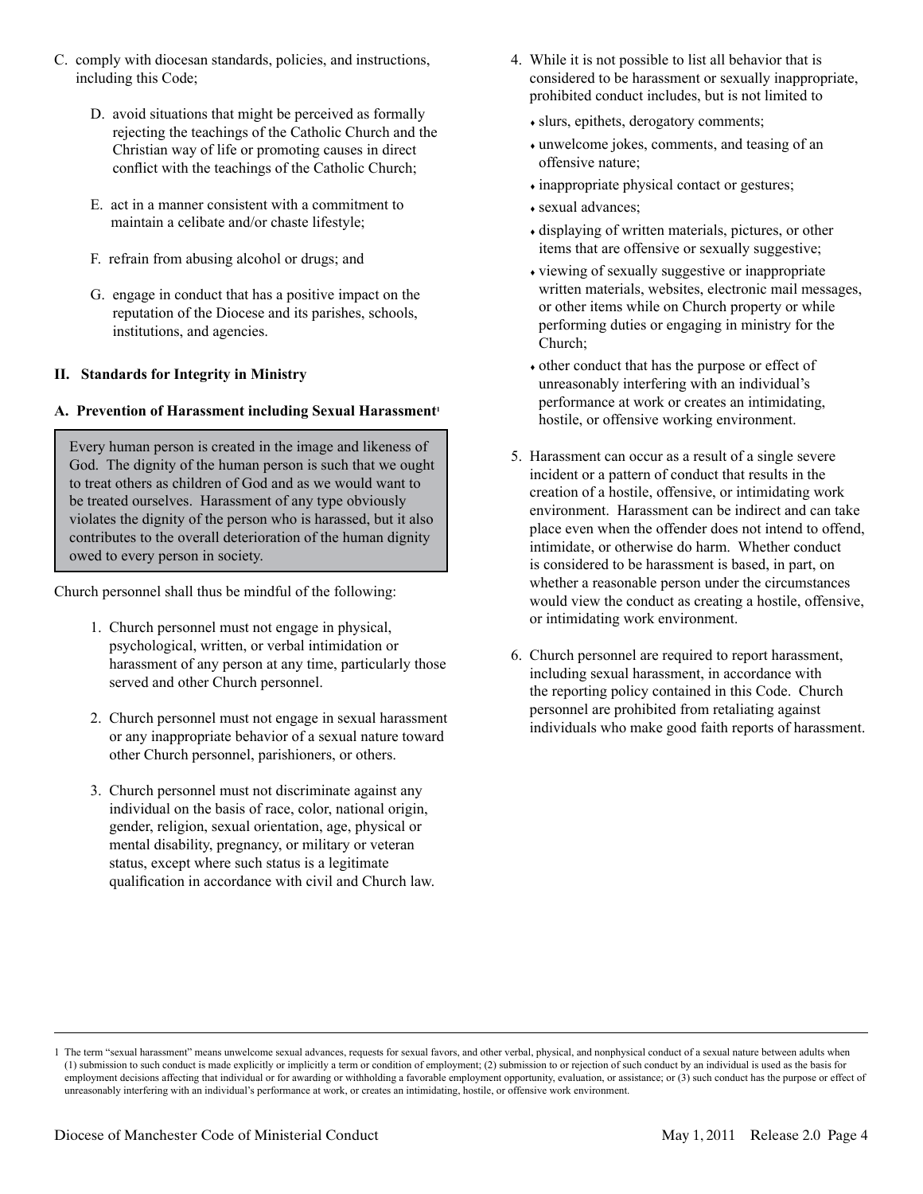C. comply with diocesan standards, policies, and instructions, including this Code;

D. avoid situations that might be perceived as formally rejecting the teachings of the Catholic Church and the Christian way of life or promoting causes in direct conflict with the teachings of the Catholic Church;

E. act in a manner consistent with a commitment to maintain a celibate and/or chaste lifestyle;

F. refrain from abusing alcohol or drugs; and

G. engage in conduct that has a positive impact on the reputation of the Diocese and its parishes, schools, institutions, and agencies.

## II. Standards for Integrity in Ministry

### A. Prevention of Harassment including Sexual Harassment[1]

> Every human person is created in the image and likeness of God. The dignity of the human person is such that we ought to treat others as children of God and as we would want to be treated ourselves. Harassment of any type obviously violates the dignity of the person who is harassed, but it also contributes to the overall deterioration of the human dignity owed to every person in society.

Church personnel shall thus be mindful of the following:

1. Church personnel must not engage in physical, psychological, written, or verbal intimidation or harassment of any person at any time, particularly those served and other Church personnel.

2. Church personnel must not engage in sexual harassment or any inappropriate behavior of a sexual nature toward other Church personnel, parishioners, or others.

3. Church personnel must not discriminate against any individual on the basis of race, color, national origin, gender, religion, sexual orientation, age, physical or mental disability, pregnancy, or military or veteran status, except where such status is a legitimate qualification in accordance with civil and Church law.

4. While it is not possible to list all behavior that is considered to be harassment or sexually inappropriate, prohibited conduct includes, but is not limited to
   - slurs, epithets, derogatory comments;
   - unwelcome jokes, comments, and teasing of an offensive nature;
   - inappropriate physical contact or gestures;
   - sexual advances;
   - displaying of written materials, pictures, or other items that are offensive or sexually suggestive;
   - viewing of sexually suggestive or inappropriate written materials, websites, electronic mail messages, or other items while on Church property or while performing duties or engaging in ministry for the Church;
   - other conduct that has the purpose or effect of unreasonably interfering with an individual's performance at work or creates an intimidating, hostile, or offensive working environment.

5. Harassment can occur as a result of a single severe incident or a pattern of conduct that results in the creation of a hostile, offensive, or intimidating work environment. Harassment can be indirect and can take place even when the offender does not intend to offend, intimidate, or otherwise do harm. Whether conduct is considered to be harassment is based, in part, on whether a reasonable person under the circumstances would view the conduct as creating a hostile, offensive, or intimidating work environment.

6. Church personnel are required to report harassment, including sexual harassment, in accordance with the reporting policy contained in this Code. Church personnel are prohibited from retaliating against individuals who make good faith reports of harassment.

---

[1] The term "sexual harassment" means unwelcome sexual advances, requests for sexual favors, and other verbal, physical, and nonphysical conduct of a sexual nature between adults when (1) submission to such conduct is made explicitly or implicitly a term or condition of employment; (2) submission to or rejection of such conduct by an individual is used as the basis for employment decisions affecting that individual or for awarding or withholding a favorable employment opportunity, evaluation, or assistance; or (3) such conduct has the purpose or effect of unreasonably interfering with an individual's performance at work, or creates an intimidating, hostile, or offensive work environment.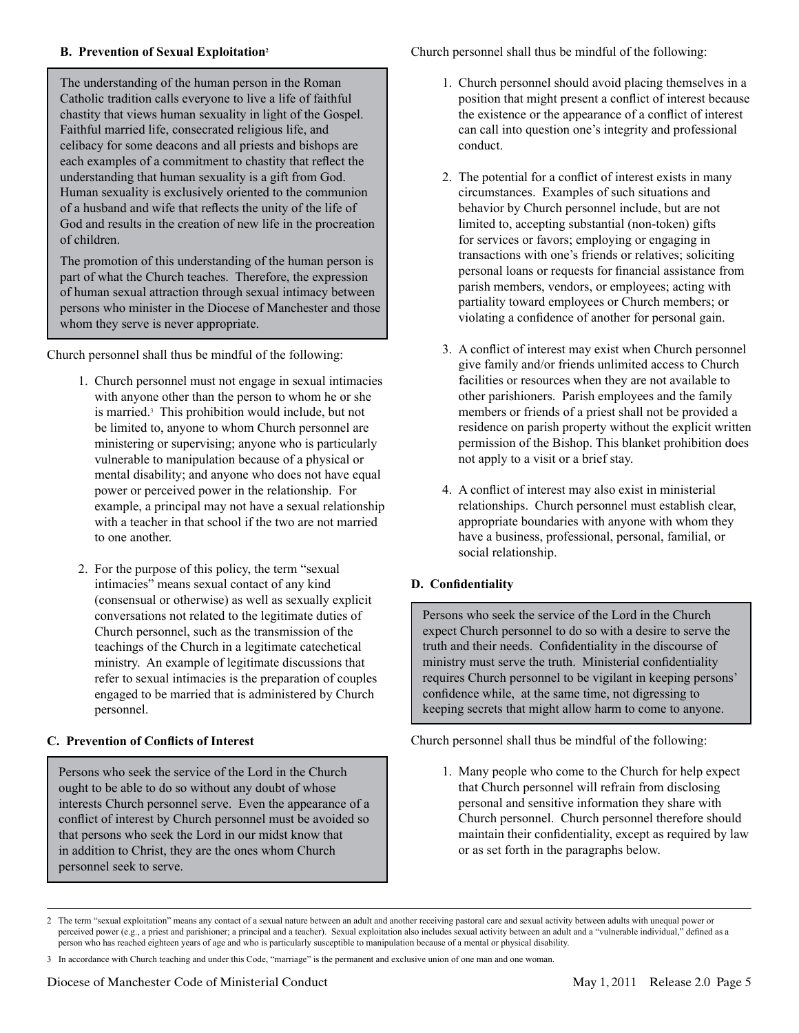### B. Prevention of Sexual Exploitation[2]

> The understanding of the human person in the Roman Catholic tradition calls everyone to live a life of faithful chastity that views human sexuality in light of the Gospel. Faithful married life, consecrated religious life, and celibacy for some deacons and all priests and bishops are each examples of a commitment to chastity that reflect the understanding that human sexuality is a gift from God. Human sexuality is exclusively oriented to the communion of a husband and wife that reflects the unity of the life of God and results in the creation of new life in the procreation of children.
>
> The promotion of this understanding of the human person is part of what the Church teaches. Therefore, the expression of human sexual attraction through sexual intimacy between persons who minister in the Diocese of Manchester and those whom they serve is never appropriate.

Church personnel shall thus be mindful of the following:

1. Church personnel must not engage in sexual intimacies with anyone other than the person to whom he or she is married.[3] This prohibition would include, but not be limited to, anyone to whom Church personnel are ministering or supervising; anyone who is particularly vulnerable to manipulation because of a physical or mental disability; and anyone who does not have equal power or perceived power in the relationship. For example, a principal may not have a sexual relationship with a teacher in that school if the two are not married to one another.

2. For the purpose of this policy, the term "sexual intimacies" means sexual contact of any kind (consensual or otherwise) as well as sexually explicit conversations not related to the legitimate duties of Church personnel, such as the transmission of the teachings of the Church in a legitimate catechetical ministry. An example of legitimate discussions that refer to sexual intimacies is the preparation of couples engaged to be married that is administered by Church personnel.

### C. Prevention of Conflicts of Interest

> Persons who seek the service of the Lord in the Church ought to be able to do so without any doubt of whose interests Church personnel serve. Even the appearance of a conflict of interest by Church personnel must be avoided so that persons who seek the Lord in our midst know that in addition to Christ, they are the ones whom Church personnel seek to serve.

Church personnel shall thus be mindful of the following:

1. Church personnel should avoid placing themselves in a position that might present a conflict of interest because the existence or the appearance of a conflict of interest can call into question one's integrity and professional conduct.

2. The potential for a conflict of interest exists in many circumstances. Examples of such situations and behavior by Church personnel include, but are not limited to, accepting substantial (non-token) gifts for services or favors; employing or engaging in transactions with one's friends or relatives; soliciting personal loans or requests for financial assistance from parish members, vendors, or employees; acting with partiality toward employees or Church members; or violating a confidence of another for personal gain.

3. A conflict of interest may exist when Church personnel give family and/or friends unlimited access to Church facilities or resources when they are not available to other parishioners. Parish employees and the family members or friends of a priest shall not be provided a residence on parish property without the explicit written permission of the Bishop. This blanket prohibition does not apply to a visit or a brief stay.

4. A conflict of interest may also exist in ministerial relationships. Church personnel must establish clear, appropriate boundaries with anyone with whom they have a business, professional, personal, familial, or social relationship.

### D. Confidentiality

> Persons who seek the service of the Lord in the Church expect Church personnel to do so with a desire to serve the truth and their needs. Confidentiality in the discourse of ministry must serve the truth. Ministerial confidentiality requires Church personnel to be vigilant in keeping persons' confidence while, at the same time, not digressing to keeping secrets that might allow harm to come to anyone.

Church personnel shall thus be mindful of the following:

1. Many people who come to the Church for help expect that Church personnel will refrain from disclosing personal and sensitive information they share with Church personnel. Church personnel therefore should maintain their confidentiality, except as required by law or as set forth in the paragraphs below.

---

[2] The term "sexual exploitation" means any contact of a sexual nature between an adult and another receiving pastoral care and sexual activity between adults with unequal power or perceived power (e.g., a priest and parishioner; a principal and a teacher). Sexual exploitation also includes sexual activity between an adult and a "vulnerable individual," defined as a person who has reached eighteen years of age and who is particularly susceptible to manipulation because of a mental or physical disability.

[3] In accordance with Church teaching and under this Code, "marriage" is the permanent and exclusive union of one man and one woman.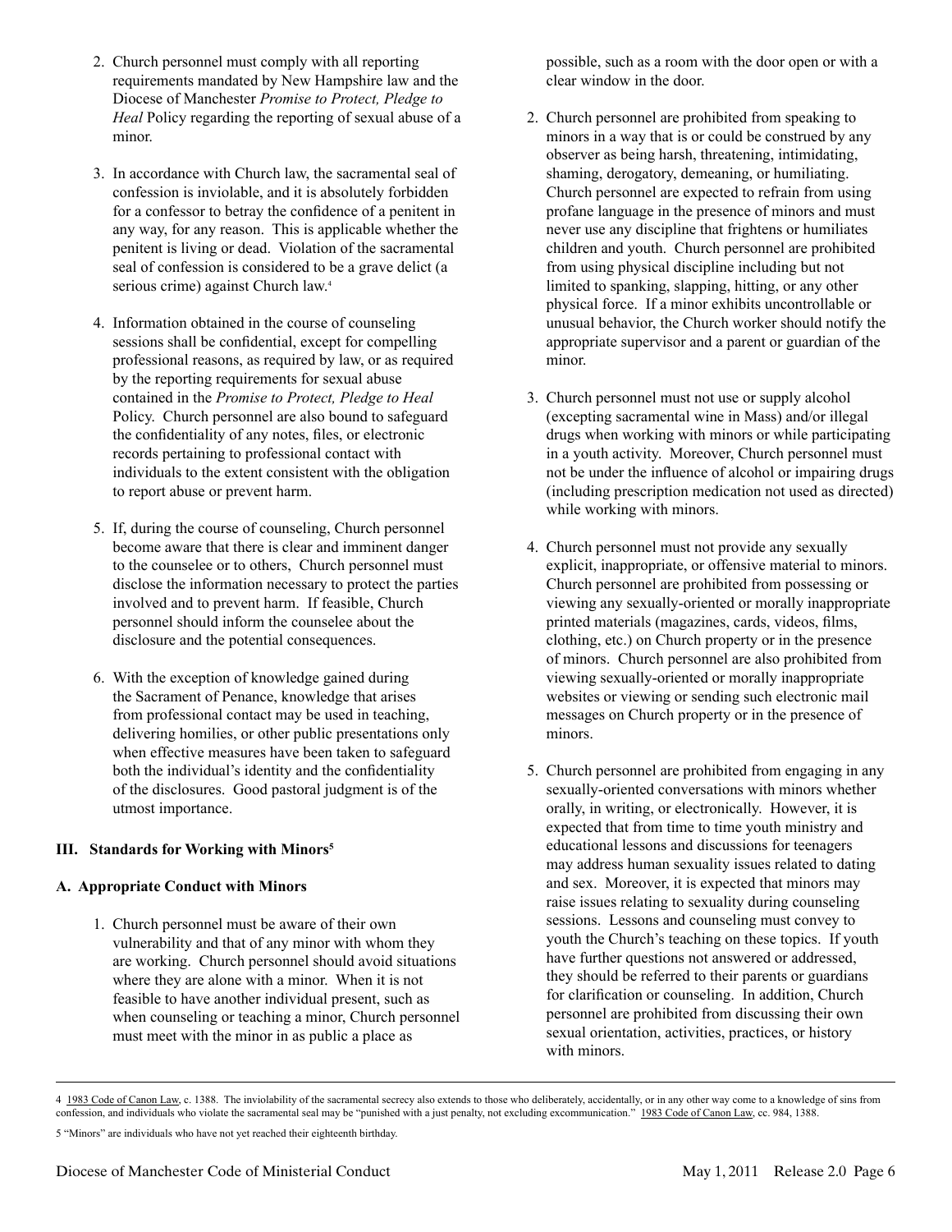2. Church personnel must comply with all reporting requirements mandated by New Hampshire law and the Diocese of Manchester *Promise to Protect, Pledge to Heal* Policy regarding the reporting of sexual abuse of a minor.

3. In accordance with Church law, the sacramental seal of confession is inviolable, and it is absolutely forbidden for a confessor to betray the confidence of a penitent in any way, for any reason. This is applicable whether the penitent is living or dead. Violation of the sacramental seal of confession is considered to be a grave delict (a serious crime) against Church law.[4]

4. Information obtained in the course of counseling sessions shall be confidential, except for compelling professional reasons, as required by law, or as required by the reporting requirements for sexual abuse contained in the *Promise to Protect, Pledge to Heal* Policy. Church personnel are also bound to safeguard the confidentiality of any notes, files, or electronic records pertaining to professional contact with individuals to the extent consistent with the obligation to report abuse or prevent harm.

5. If, during the course of counseling, Church personnel become aware that there is clear and imminent danger to the counselee or to others, Church personnel must disclose the information necessary to protect the parties involved and to prevent harm. If feasible, Church personnel should inform the counselee about the disclosure and the potential consequences.

6. With the exception of knowledge gained during the Sacrament of Penance, knowledge that arises from professional contact may be used in teaching, delivering homilies, or other public presentations only when effective measures have been taken to safeguard both the individual's identity and the confidentiality of the disclosures. Good pastoral judgment is of the utmost importance.

### III. Standards for Working with Minors[5]

#### A. Appropriate Conduct with Minors

1. Church personnel must be aware of their own vulnerability and that of any minor with whom they are working. Church personnel should avoid situations where they are alone with a minor. When it is not feasible to have another individual present, such as when counseling or teaching a minor, Church personnel must meet with the minor in as public a place as possible, such as a room with the door open or with a clear window in the door.

2. Church personnel are prohibited from speaking to minors in a way that is or could be construed by any observer as being harsh, threatening, intimidating, shaming, derogatory, demeaning, or humiliating. Church personnel are expected to refrain from using profane language in the presence of minors and must never use any discipline that frightens or humiliates children and youth. Church personnel are prohibited from using physical discipline including but not limited to spanking, slapping, hitting, or any other physical force. If a minor exhibits uncontrollable or unusual behavior, the Church worker should notify the appropriate supervisor and a parent or guardian of the minor.

3. Church personnel must not use or supply alcohol (excepting sacramental wine in Mass) and/or illegal drugs when working with minors or while participating in a youth activity. Moreover, Church personnel must not be under the influence of alcohol or impairing drugs (including prescription medication not used as directed) while working with minors.

4. Church personnel must not provide any sexually explicit, inappropriate, or offensive material to minors. Church personnel are prohibited from possessing or viewing any sexually-oriented or morally inappropriate printed materials (magazines, cards, videos, films, clothing, etc.) on Church property or in the presence of minors. Church personnel are also prohibited from viewing sexually-oriented or morally inappropriate websites or viewing or sending such electronic mail messages on Church property or in the presence of minors.

5. Church personnel are prohibited from engaging in any sexually-oriented conversations with minors whether orally, in writing, or electronically. However, it is expected that from time to time youth ministry and educational lessons and discussions for teenagers may address human sexuality issues related to dating and sex. Moreover, it is expected that minors may raise issues relating to sexuality during counseling sessions. Lessons and counseling must convey to youth the Church's teaching on these topics. If youth have further questions not answered or addressed, they should be referred to their parents or guardians for clarification or counseling. In addition, Church personnel are prohibited from discussing their own sexual orientation, activities, practices, or history with minors.

---

[4] 1983 Code of Canon Law, c. 1388. The inviolability of the sacramental secrecy also extends to those who deliberately, accidentally, or in any other way come to a knowledge of sins from confession, and individuals who violate the sacramental seal may be "punished with a just penalty, not excluding excommunication." 1983 Code of Canon Law, cc. 984, 1388.

[5] "Minors" are individuals who have not yet reached their eighteenth birthday.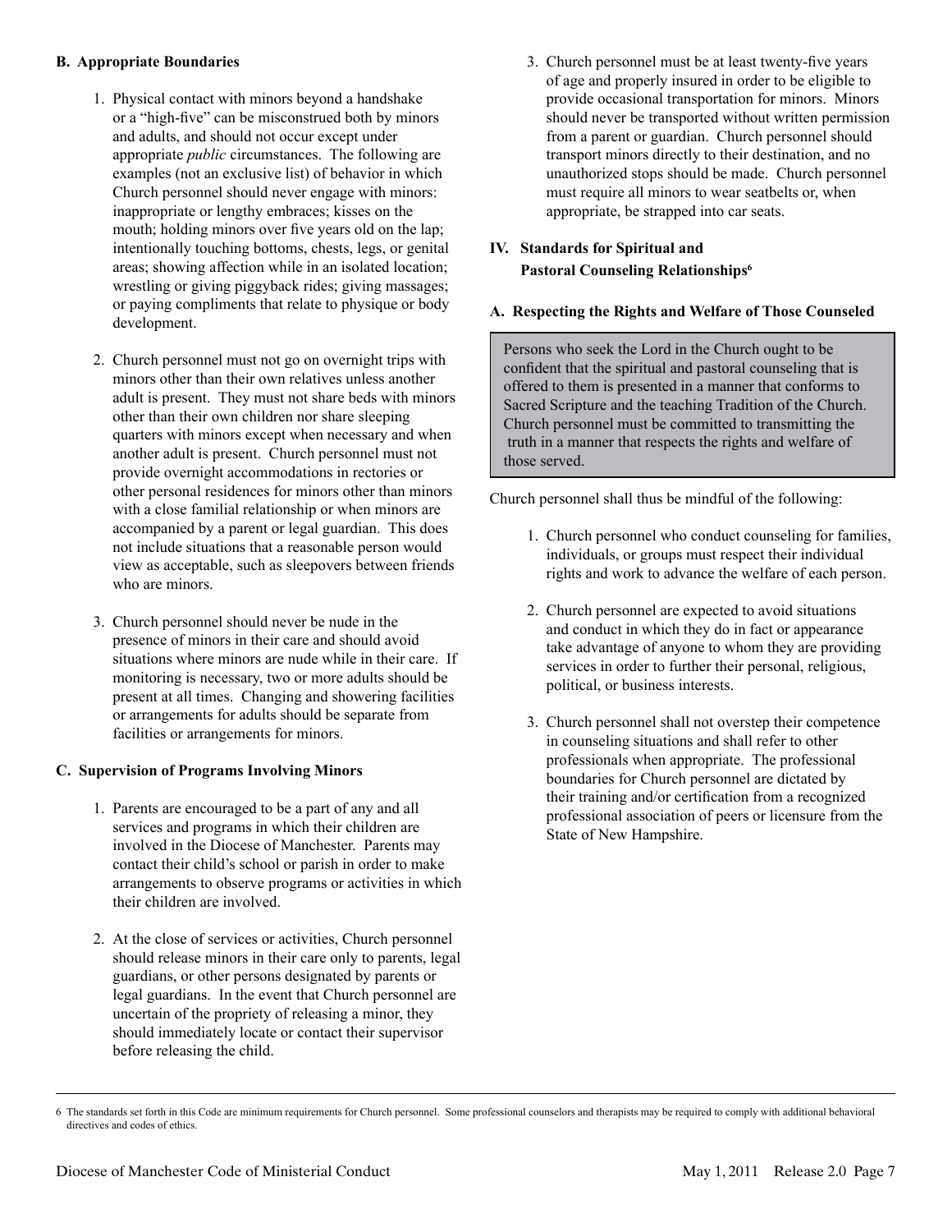### B. Appropriate Boundaries

1. Physical contact with minors beyond a handshake or a "high-five" can be misconstrued both by minors and adults, and should not occur except under appropriate *public* circumstances. The following are examples (not an exclusive list) of behavior in which Church personnel should never engage with minors: inappropriate or lengthy embraces; kisses on the mouth; holding minors over five years old on the lap; intentionally touching bottoms, chests, legs, or genital areas; showing affection while in an isolated location; wrestling or giving piggyback rides; giving massages; or paying compliments that relate to physique or body development.

2. Church personnel must not go on overnight trips with minors other than their own relatives unless another adult is present. They must not share beds with minors other than their own children nor share sleeping quarters with minors except when necessary and when another adult is present. Church personnel must not provide overnight accommodations in rectories or other personal residences for minors other than minors with a close familial relationship or when minors are accompanied by a parent or legal guardian. This does not include situations that a reasonable person would view as acceptable, such as sleepovers between friends who are minors.

3. Church personnel should never be nude in the presence of minors in their care and should avoid situations where minors are nude while in their care. If monitoring is necessary, two or more adults should be present at all times. Changing and showering facilities or arrangements for adults should be separate from facilities or arrangements for minors.

### C. Supervision of Programs Involving Minors

1. Parents are encouraged to be a part of any and all services and programs in which their children are involved in the Diocese of Manchester. Parents may contact their child's school or parish in order to make arrangements to observe programs or activities in which their children are involved.

2. At the close of services or activities, Church personnel should release minors in their care only to parents, legal guardians, or other persons designated by parents or legal guardians. In the event that Church personnel are uncertain of the propriety of releasing a minor, they should immediately locate or contact their supervisor before releasing the child.

3. Church personnel must be at least twenty-five years of age and properly insured in order to be eligible to provide occasional transportation for minors. Minors should never be transported without written permission from a parent or guardian. Church personnel should transport minors directly to their destination, and no unauthorized stops should be made. Church personnel must require all minors to wear seatbelts or, when appropriate, be strapped into car seats.

## IV. Standards for Spiritual and Pastoral Counseling Relationships[6]

### A. Respecting the Rights and Welfare of Those Counseled

> Persons who seek the Lord in the Church ought to be confident that the spiritual and pastoral counseling that is offered to them is presented in a manner that conforms to Sacred Scripture and the teaching Tradition of the Church. Church personnel must be committed to transmitting the truth in a manner that respects the rights and welfare of those served.

Church personnel shall thus be mindful of the following:

1. Church personnel who conduct counseling for families, individuals, or groups must respect their individual rights and work to advance the welfare of each person.

2. Church personnel are expected to avoid situations and conduct in which they do in fact or appearance take advantage of anyone to whom they are providing services in order to further their personal, religious, political, or business interests.

3. Church personnel shall not overstep their competence in counseling situations and shall refer to other professionals when appropriate. The professional boundaries for Church personnel are dictated by their training and/or certification from a recognized professional association of peers or licensure from the State of New Hampshire.

---

6 The standards set forth in this Code are minimum requirements for Church personnel. Some professional counselors and therapists may be required to comply with additional behavioral directives and codes of ethics.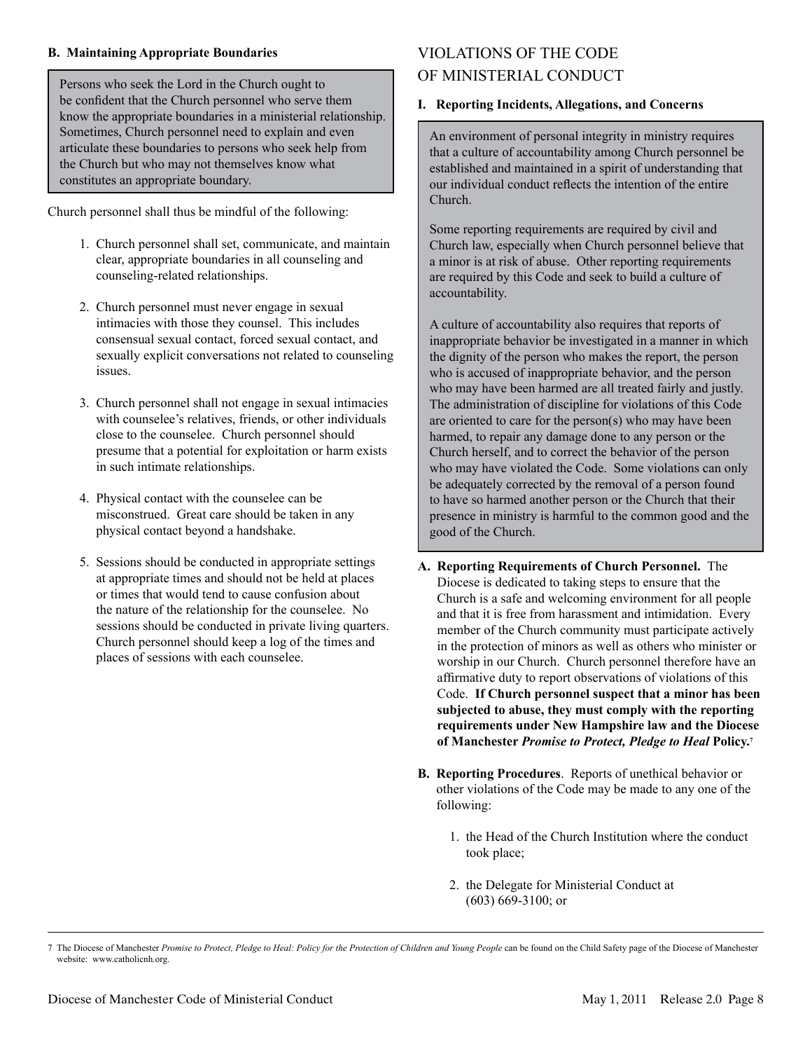### B. Maintaining Appropriate Boundaries

Persons who seek the Lord in the Church ought to be confident that the Church personnel who serve them know the appropriate boundaries in a ministerial relationship. Sometimes, Church personnel need to explain and even articulate these boundaries to persons who seek help from the Church but who may not themselves know what constitutes an appropriate boundary.

Church personnel shall thus be mindful of the following:

1. Church personnel shall set, communicate, and maintain clear, appropriate boundaries in all counseling and counseling-related relationships.

2. Church personnel must never engage in sexual intimacies with those they counsel. This includes consensual sexual contact, forced sexual contact, and sexually explicit conversations not related to counseling issues.

3. Church personnel shall not engage in sexual intimacies with counselee's relatives, friends, or other individuals close to the counselee. Church personnel should presume that a potential for exploitation or harm exists in such intimate relationships.

4. Physical contact with the counselee can be misconstrued. Great care should be taken in any physical contact beyond a handshake.

5. Sessions should be conducted in appropriate settings at appropriate times and should not be held at places or times that would tend to cause confusion about the nature of the relationship for the counselee. No sessions should be conducted in private living quarters. Church personnel should keep a log of the times and places of sessions with each counselee.

## VIOLATIONS OF THE CODE OF MINISTERIAL CONDUCT

### I. Reporting Incidents, Allegations, and Concerns

An environment of personal integrity in ministry requires that a culture of accountability among Church personnel be established and maintained in a spirit of understanding that our individual conduct reflects the intention of the entire Church.

Some reporting requirements are required by civil and Church law, especially when Church personnel believe that a minor is at risk of abuse. Other reporting requirements are required by this Code and seek to build a culture of accountability.

A culture of accountability also requires that reports of inappropriate behavior be investigated in a manner in which the dignity of the person who makes the report, the person who is accused of inappropriate behavior, and the person who may have been harmed are all treated fairly and justly. The administration of discipline for violations of this Code are oriented to care for the person(s) who may have been harmed, to repair any damage done to any person or the Church herself, and to correct the behavior of the person who may have violated the Code. Some violations can only be adequately corrected by the removal of a person found to have so harmed another person or the Church that their presence in ministry is harmful to the common good and the good of the Church.

**A. Reporting Requirements of Church Personnel.** The Diocese is dedicated to taking steps to ensure that the Church is a safe and welcoming environment for all people and that it is free from harassment and intimidation. Every member of the Church community must participate actively in the protection of minors as well as others who minister or worship in our Church. Church personnel therefore have an affirmative duty to report observations of violations of this Code. **If Church personnel suspect that a minor has been subjected to abuse, they must comply with the reporting requirements under New Hampshire law and the Diocese of Manchester *Promise to Protect, Pledge to Heal* Policy.**[7]

**B. Reporting Procedures**. Reports of unethical behavior or other violations of the Code may be made to any one of the following:

1. the Head of the Church Institution where the conduct took place;

2. the Delegate for Ministerial Conduct at (603) 669-3100; or

---

7 The Diocese of Manchester *Promise to Protect, Pledge to Heal: Policy for the Protection of Children and Young People* can be found on the Child Safety page of the Diocese of Manchester website: www.catholicnh.org.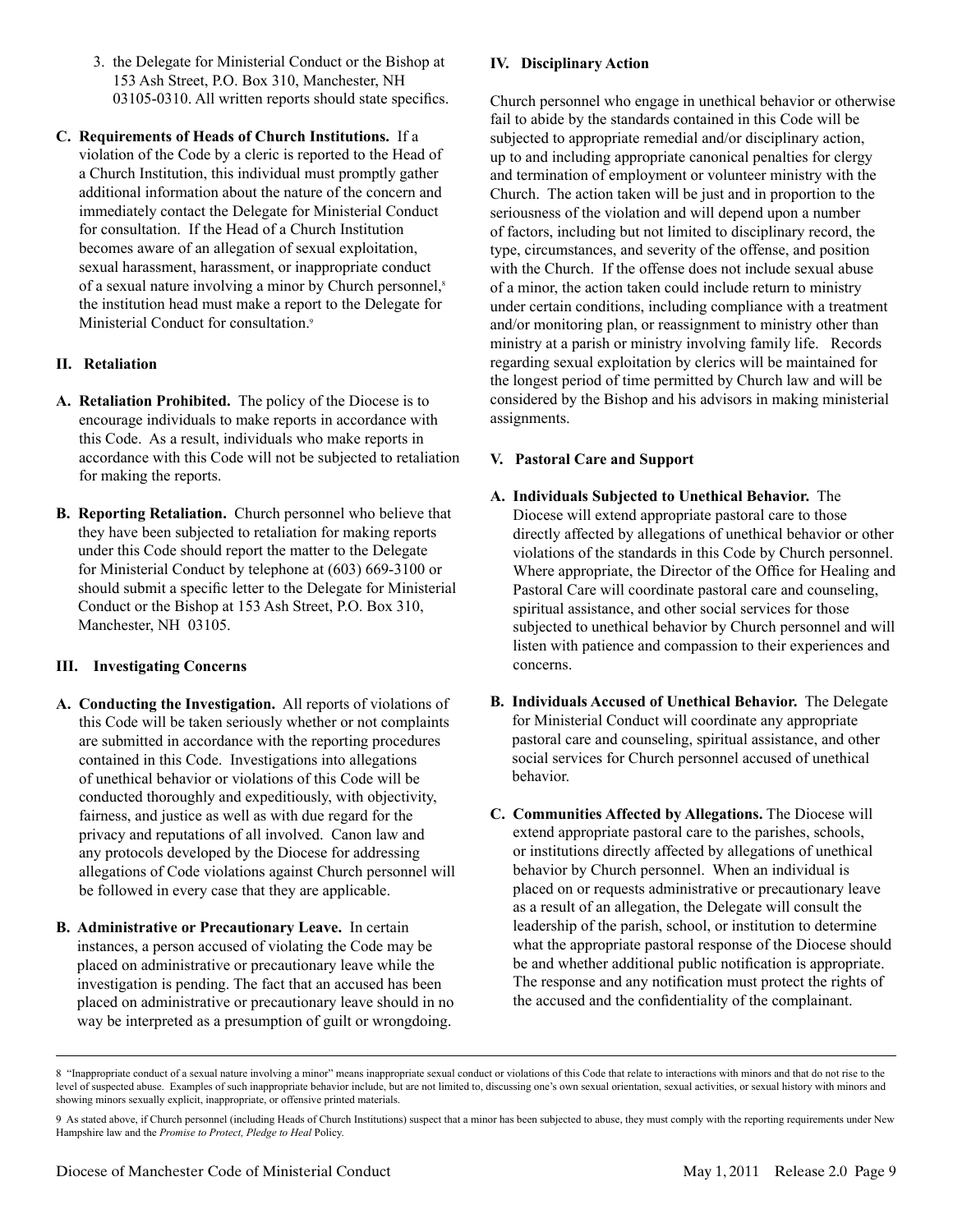3. the Delegate for Ministerial Conduct or the Bishop at 153 Ash Street, P.O. Box 310, Manchester, NH 03105-0310. All written reports should state specifics.

**C. Requirements of Heads of Church Institutions.** If a violation of the Code by a cleric is reported to the Head of a Church Institution, this individual must promptly gather additional information about the nature of the concern and immediately contact the Delegate for Ministerial Conduct for consultation. If the Head of a Church Institution becomes aware of an allegation of sexual exploitation, sexual harassment, harassment, or inappropriate conduct of a sexual nature involving a minor by Church personnel,[8] the institution head must make a report to the Delegate for Ministerial Conduct for consultation.[9]

## II. Retaliation

**A. Retaliation Prohibited.** The policy of the Diocese is to encourage individuals to make reports in accordance with this Code. As a result, individuals who make reports in accordance with this Code will not be subjected to retaliation for making the reports.

**B. Reporting Retaliation.** Church personnel who believe that they have been subjected to retaliation for making reports under this Code should report the matter to the Delegate for Ministerial Conduct by telephone at (603) 669-3100 or should submit a specific letter to the Delegate for Ministerial Conduct or the Bishop at 153 Ash Street, P.O. Box 310, Manchester, NH 03105.

## III. Investigating Concerns

**A. Conducting the Investigation.** All reports of violations of this Code will be taken seriously whether or not complaints are submitted in accordance with the reporting procedures contained in this Code. Investigations into allegations of unethical behavior or violations of this Code will be conducted thoroughly and expeditiously, with objectivity, fairness, and justice as well as with due regard for the privacy and reputations of all involved. Canon law and any protocols developed by the Diocese for addressing allegations of Code violations against Church personnel will be followed in every case that they are applicable.

**B. Administrative or Precautionary Leave.** In certain instances, a person accused of violating the Code may be placed on administrative or precautionary leave while the investigation is pending. The fact that an accused has been placed on administrative or precautionary leave should in no way be interpreted as a presumption of guilt or wrongdoing.

## IV. Disciplinary Action

Church personnel who engage in unethical behavior or otherwise fail to abide by the standards contained in this Code will be subjected to appropriate remedial and/or disciplinary action, up to and including appropriate canonical penalties for clergy and termination of employment or volunteer ministry with the Church. The action taken will be just and in proportion to the seriousness of the violation and will depend upon a number of factors, including but not limited to disciplinary record, the type, circumstances, and severity of the offense, and position with the Church. If the offense does not include sexual abuse of a minor, the action taken could include return to ministry under certain conditions, including compliance with a treatment and/or monitoring plan, or reassignment to ministry other than ministry at a parish or ministry involving family life. Records regarding sexual exploitation by clerics will be maintained for the longest period of time permitted by Church law and will be considered by the Bishop and his advisors in making ministerial assignments.

## V. Pastoral Care and Support

**A. Individuals Subjected to Unethical Behavior.** The Diocese will extend appropriate pastoral care to those directly affected by allegations of unethical behavior or other violations of the standards in this Code by Church personnel. Where appropriate, the Director of the Office for Healing and Pastoral Care will coordinate pastoral care and counseling, spiritual assistance, and other social services for those subjected to unethical behavior by Church personnel and will listen with patience and compassion to their experiences and concerns.

**B. Individuals Accused of Unethical Behavior.** The Delegate for Ministerial Conduct will coordinate any appropriate pastoral care and counseling, spiritual assistance, and other social services for Church personnel accused of unethical behavior.

**C. Communities Affected by Allegations.** The Diocese will extend appropriate pastoral care to the parishes, schools, or institutions directly affected by allegations of unethical behavior by Church personnel. When an individual is placed on or requests administrative or precautionary leave as a result of an allegation, the Delegate will consult the leadership of the parish, school, or institution to determine what the appropriate pastoral response of the Diocese should be and whether additional public notification is appropriate. The response and any notification must protect the rights of the accused and the confidentiality of the complainant.

---

8 "Inappropriate conduct of a sexual nature involving a minor" means inappropriate sexual conduct or violations of this Code that relate to interactions with minors and that do not rise to the level of suspected abuse. Examples of such inappropriate behavior include, but are not limited to, discussing one's own sexual orientation, sexual activities, or sexual history with minors and showing minors sexually explicit, inappropriate, or offensive printed materials.

9 As stated above, if Church personnel (including Heads of Church Institutions) suspect that a minor has been subjected to abuse, they must comply with the reporting requirements under New Hampshire law and the *Promise to Protect, Pledge to Heal* Policy.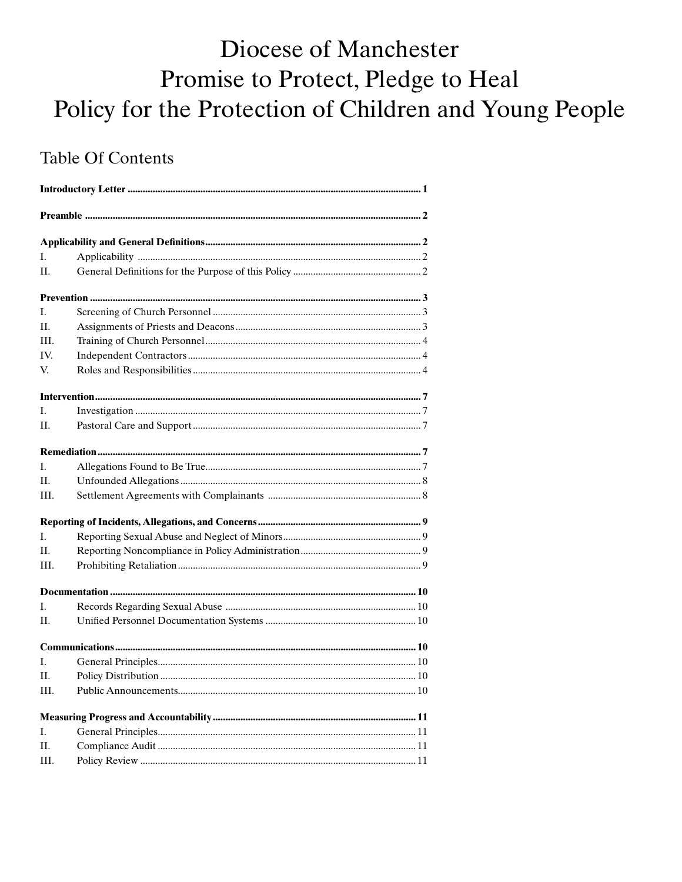# Diocese of Manchester
# Promise to Protect, Pledge to Heal
# Policy for the Protection of Children and Young People

## Table Of Contents

| | | |
|---|---|---|
| **Introductory Letter** | | **1** |
| **Preamble** | | **2** |
| **Applicability and General Definitions** | | **2** |
| I. | Applicability | 2 |
| II. | General Definitions for the Purpose of this Policy | 2 |
| **Prevention** | | **3** |
| I. | Screening of Church Personnel | 3 |
| II. | Assignments of Priests and Deacons | 3 |
| III. | Training of Church Personnel | 4 |
| IV. | Independent Contractors | 4 |
| V. | Roles and Responsibilities | 4 |
| **Intervention** | | **7** |
| I. | Investigation | 7 |
| II. | Pastoral Care and Support | 7 |
| **Remediation** | | **7** |
| I. | Allegations Found to Be True | 7 |
| II. | Unfounded Allegations | 8 |
| III. | Settlement Agreements with Complainants | 8 |
| **Reporting of Incidents, Allegations, and Concerns** | | **9** |
| I. | Reporting Sexual Abuse and Neglect of Minors | 9 |
| II. | Reporting Noncompliance in Policy Administration | 9 |
| III. | Prohibiting Retaliation | 9 |
| **Documentation** | | **10** |
| I. | Records Regarding Sexual Abuse | 10 |
| II. | Unified Personnel Documentation Systems | 10 |
| **Communications** | | **10** |
| I. | General Principles | 10 |
| II. | Policy Distribution | 10 |
| III. | Public Announcements | 10 |
| **Measuring Progress and Accountability** | | **11** |
| I. | General Principles | 11 |
| II. | Compliance Audit | 11 |
| III. | Policy Review | 11 |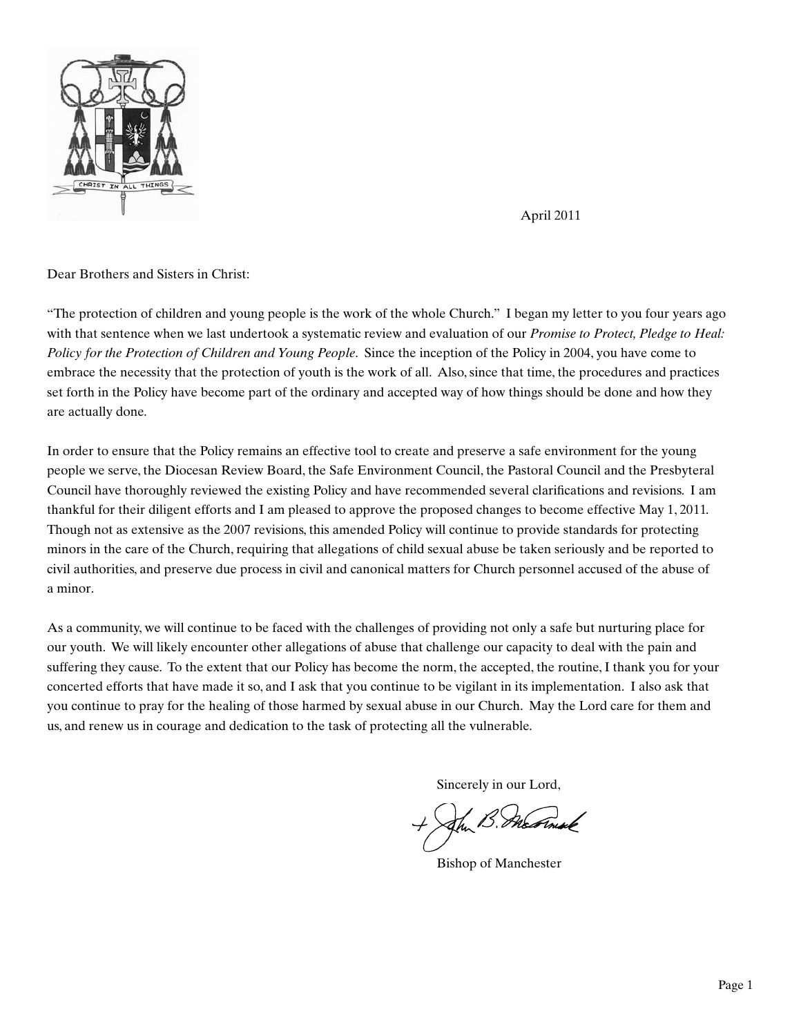April 2011

Dear Brothers and Sisters in Christ:

"The protection of children and young people is the work of the whole Church." I began my letter to you four years ago with that sentence when we last undertook a systematic review and evaluation of our *Promise to Protect, Pledge to Heal: Policy for the Protection of Children and Young People*. Since the inception of the Policy in 2004, you have come to embrace the necessity that the protection of youth is the work of all. Also, since that time, the procedures and practices set forth in the Policy have become part of the ordinary and accepted way of how things should be done and how they are actually done.

In order to ensure that the Policy remains an effective tool to create and preserve a safe environment for the young people we serve, the Diocesan Review Board, the Safe Environment Council, the Pastoral Council and the Presbyteral Council have thoroughly reviewed the existing Policy and have recommended several clarifications and revisions. I am thankful for their diligent efforts and I am pleased to approve the proposed changes to become effective May 1, 2011. Though not as extensive as the 2007 revisions, this amended Policy will continue to provide standards for protecting minors in the care of the Church, requiring that allegations of child sexual abuse be taken seriously and be reported to civil authorities, and preserve due process in civil and canonical matters for Church personnel accused of the abuse of a minor.

As a community, we will continue to be faced with the challenges of providing not only a safe but nurturing place for our youth. We will likely encounter other allegations of abuse that challenge our capacity to deal with the pain and suffering they cause. To the extent that our Policy has become the norm, the accepted, the routine, I thank you for your concerted efforts that have made it so, and I ask that you continue to be vigilant in its implementation. I also ask that you continue to pray for the healing of those harmed by sexual abuse in our Church. May the Lord care for them and us, and renew us in courage and dedication to the task of protecting all the vulnerable.

Sincerely in our Lord,

+ John B. McCormack

Bishop of Manchester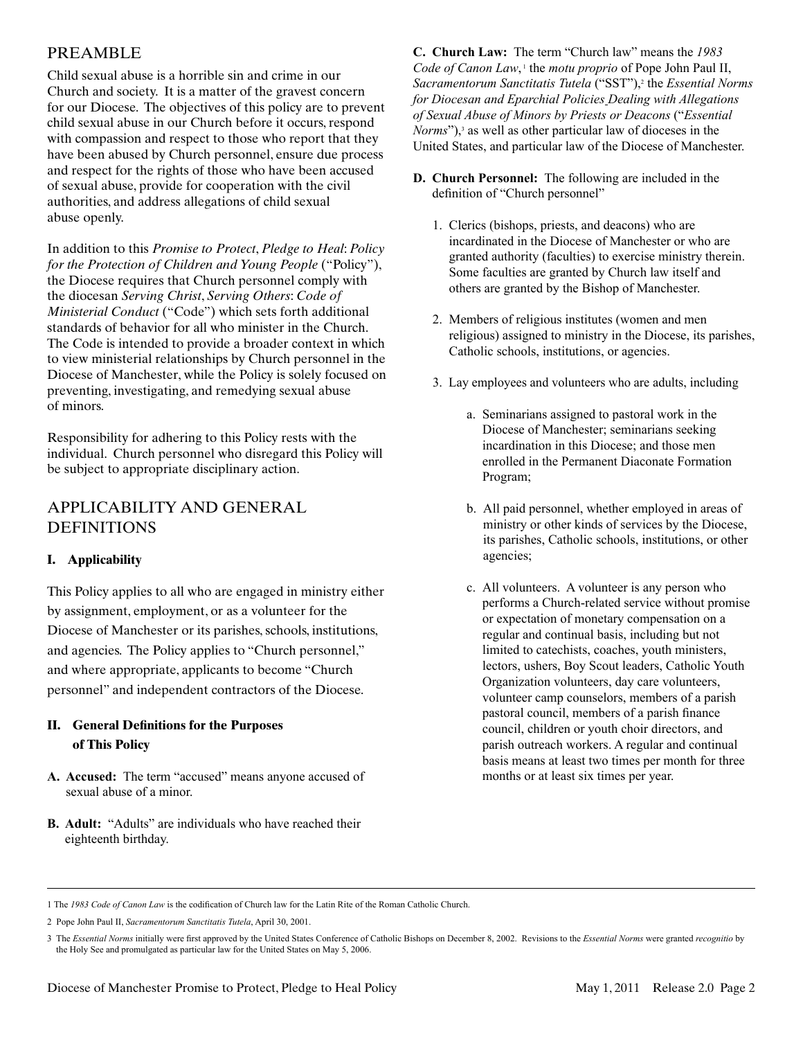## PREAMBLE

Child sexual abuse is a horrible sin and crime in our Church and society. It is a matter of the gravest concern for our Diocese. The objectives of this policy are to prevent child sexual abuse in our Church before it occurs, respond with compassion and respect to those who report that they have been abused by Church personnel, ensure due process and respect for the rights of those who have been accused of sexual abuse, provide for cooperation with the civil authorities, and address allegations of child sexual abuse openly.

In addition to this *Promise to Protect*, *Pledge to Heal*: *Policy for the Protection of Children and Young People* ("Policy"), the Diocese requires that Church personnel comply with the diocesan *Serving Christ*, *Serving Others*: *Code of Ministerial Conduct* ("Code") which sets forth additional standards of behavior for all who minister in the Church. The Code is intended to provide a broader context in which to view ministerial relationships by Church personnel in the Diocese of Manchester, while the Policy is solely focused on preventing, investigating, and remedying sexual abuse of minors.

Responsibility for adhering to this Policy rests with the individual. Church personnel who disregard this Policy will be subject to appropriate disciplinary action.

## APPLICABILITY AND GENERAL DEFINITIONS

### I. Applicability

This Policy applies to all who are engaged in ministry either by assignment, employment, or as a volunteer for the Diocese of Manchester or its parishes, schools, institutions, and agencies. The Policy applies to "Church personnel," and where appropriate, applicants to become "Church personnel" and independent contractors of the Diocese.

### II. General Definitions for the Purposes of This Policy

**A. Accused:** The term "accused" means anyone accused of sexual abuse of a minor.

**B. Adult:** "Adults" are individuals who have reached their eighteenth birthday.

**C. Church Law:** The term "Church law" means the *1983 Code of Canon Law*,[1] the *motu proprio* of Pope John Paul II, *Sacramentorum Sanctitatis Tutela* ("SST"),[2] the *Essential Norms for Diocesan and Eparchial Policies Dealing with Allegations of Sexual Abuse of Minors by Priests or Deacons* ("*Essential Norms*"),[3] as well as other particular law of dioceses in the United States, and particular law of the Diocese of Manchester.

**D. Church Personnel:** The following are included in the definition of "Church personnel"

1. Clerics (bishops, priests, and deacons) who are incardinated in the Diocese of Manchester or who are granted authority (faculties) to exercise ministry therein. Some faculties are granted by Church law itself and others are granted by the Bishop of Manchester.

2. Members of religious institutes (women and men religious) assigned to ministry in the Diocese, its parishes, Catholic schools, institutions, or agencies.

3. Lay employees and volunteers who are adults, including

   a. Seminarians assigned to pastoral work in the Diocese of Manchester; seminarians seeking incardination in this Diocese; and those men enrolled in the Permanent Diaconate Formation Program;

   b. All paid personnel, whether employed in areas of ministry or other kinds of services by the Diocese, its parishes, Catholic schools, institutions, or other agencies;

   c. All volunteers. A volunteer is any person who performs a Church-related service without promise or expectation of monetary compensation on a regular and continual basis, including but not limited to catechists, coaches, youth ministers, lectors, ushers, Boy Scout leaders, Catholic Youth Organization volunteers, day care volunteers, volunteer camp counselors, members of a parish pastoral council, members of a parish finance council, children or youth choir directors, and parish outreach workers. A regular and continual basis means at least two times per month for three months or at least six times per year.

---

1 The *1983 Code of Canon Law* is the codification of Church law for the Latin Rite of the Roman Catholic Church.

2 Pope John Paul II, *Sacramentorum Sanctitatis Tutela*, April 30, 2001.

3 The *Essential Norms* initially were first approved by the United States Conference of Catholic Bishops on December 8, 2002. Revisions to the *Essential Norms* were granted *recognitio* by the Holy See and promulgated as particular law for the United States on May 5, 2006.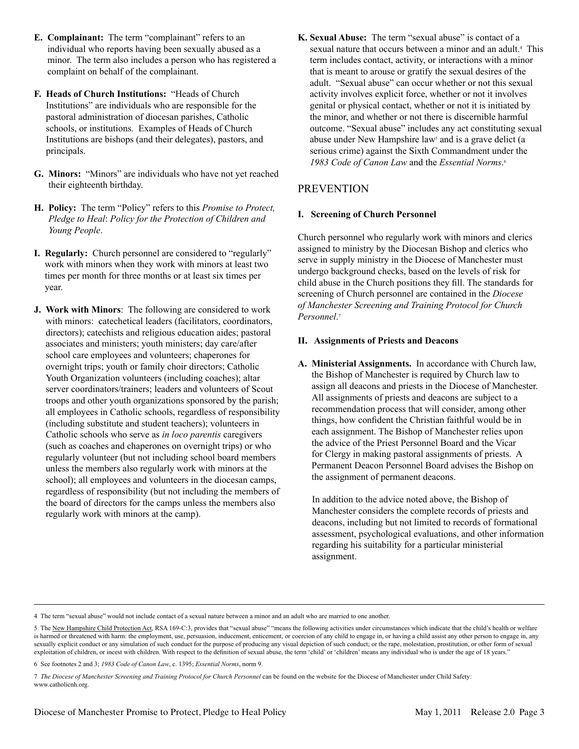**E. Complainant:** The term "complainant" refers to an individual who reports having been sexually abused as a minor. The term also includes a person who has registered a complaint on behalf of the complainant.

**F. Heads of Church Institutions:** "Heads of Church Institutions" are individuals who are responsible for the pastoral administration of diocesan parishes, Catholic schools, or institutions. Examples of Heads of Church Institutions are bishops (and their delegates), pastors, and principals.

**G. Minors:** "Minors" are individuals who have not yet reached their eighteenth birthday.

**H. Policy:** The term "Policy" refers to this *Promise to Protect, Pledge to Heal*: *Policy for the Protection of Children and Young People*.

**I. Regularly:** Church personnel are considered to "regularly" work with minors when they work with minors at least two times per month for three months or at least six times per year.

**J. Work with Minors**: The following are considered to work with minors: catechetical leaders (facilitators, coordinators, directors); catechists and religious education aides; pastoral associates and ministers; youth ministers; day care/after school care employees and volunteers; chaperones for overnight trips; youth or family choir directors; Catholic Youth Organization volunteers (including coaches); altar server coordinators/trainers; leaders and volunteers of Scout troops and other youth organizations sponsored by the parish; all employees in Catholic schools, regardless of responsibility (including substitute and student teachers); volunteers in Catholic schools who serve as *in loco parentis* caregivers (such as coaches and chaperones on overnight trips) or who regularly volunteer (but not including school board members unless the members also regularly work with minors at the school); all employees and volunteers in the diocesan camps, regardless of responsibility (but not including the members of the board of directors for the camps unless the members also regularly work with minors at the camp).

**K. Sexual Abuse:** The term "sexual abuse" is contact of a sexual nature that occurs between a minor and an adult.[4] This term includes contact, activity, or interactions with a minor that is meant to arouse or gratify the sexual desires of the adult. "Sexual abuse" can occur whether or not this sexual activity involves explicit force, whether or not it involves genital or physical contact, whether or not it is initiated by the minor, and whether or not there is discernible harmful outcome. "Sexual abuse" includes any act constituting sexual abuse under New Hampshire law[5] and is a grave delict (a serious crime) against the Sixth Commandment under the *1983 Code of Canon Law* and the *Essential Norms*.[6]

## PREVENTION

### I. Screening of Church Personnel

Church personnel who regularly work with minors and clerics assigned to ministry by the Diocesan Bishop and clerics who serve in supply ministry in the Diocese of Manchester must undergo background checks, based on the levels of risk for child abuse in the Church positions they fill. The standards for screening of Church personnel are contained in the *Diocese of Manchester Screening and Training Protocol for Church Personnel*.[7]

### II. Assignments of Priests and Deacons

**A. Ministerial Assignments.** In accordance with Church law, the Bishop of Manchester is required by Church law to assign all deacons and priests in the Diocese of Manchester. All assignments of priests and deacons are subject to a recommendation process that will consider, among other things, how confident the Christian faithful would be in each assignment. The Bishop of Manchester relies upon the advice of the Priest Personnel Board and the Vicar for Clergy in making pastoral assignments of priests. A Permanent Deacon Personnel Board advises the Bishop on the assignment of permanent deacons.

In addition to the advice noted above, the Bishop of Manchester considers the complete records of priests and deacons, including but not limited to records of formational assessment, psychological evaluations, and other information regarding his suitability for a particular ministerial assignment.

---

4 The term "sexual abuse" would not include contact of a sexual nature between a minor and an adult who are married to one another.

5 The New Hampshire Child Protection Act, RSA 169-C:3, provides that "sexual abuse" "means the following activities under circumstances which indicate that the child's health or welfare is harmed or threatened with harm: the employment, use, persuasion, inducement, enticement, or coercion of any child to engage in, or having a child assist any other person to engage in, any sexually explicit conduct or any simulation of such conduct for the purpose of producing any visual depiction of such conduct; or the rape, molestation, prostitution, or other form of sexual exploitation of children, or incest with children. With respect to the definition of sexual abuse, the term 'child' or 'children' means any individual who is under the age of 18 years."

6 See footnotes 2 and 3; *1983 Code of Canon Law*, c. 1395; *Essential Norms*, norm 9.

7 *The Diocese of Manchester Screening and Training Protocol for Church Personnel* can be found on the website for the Diocese of Manchester under Child Safety: www.catholicnh.org.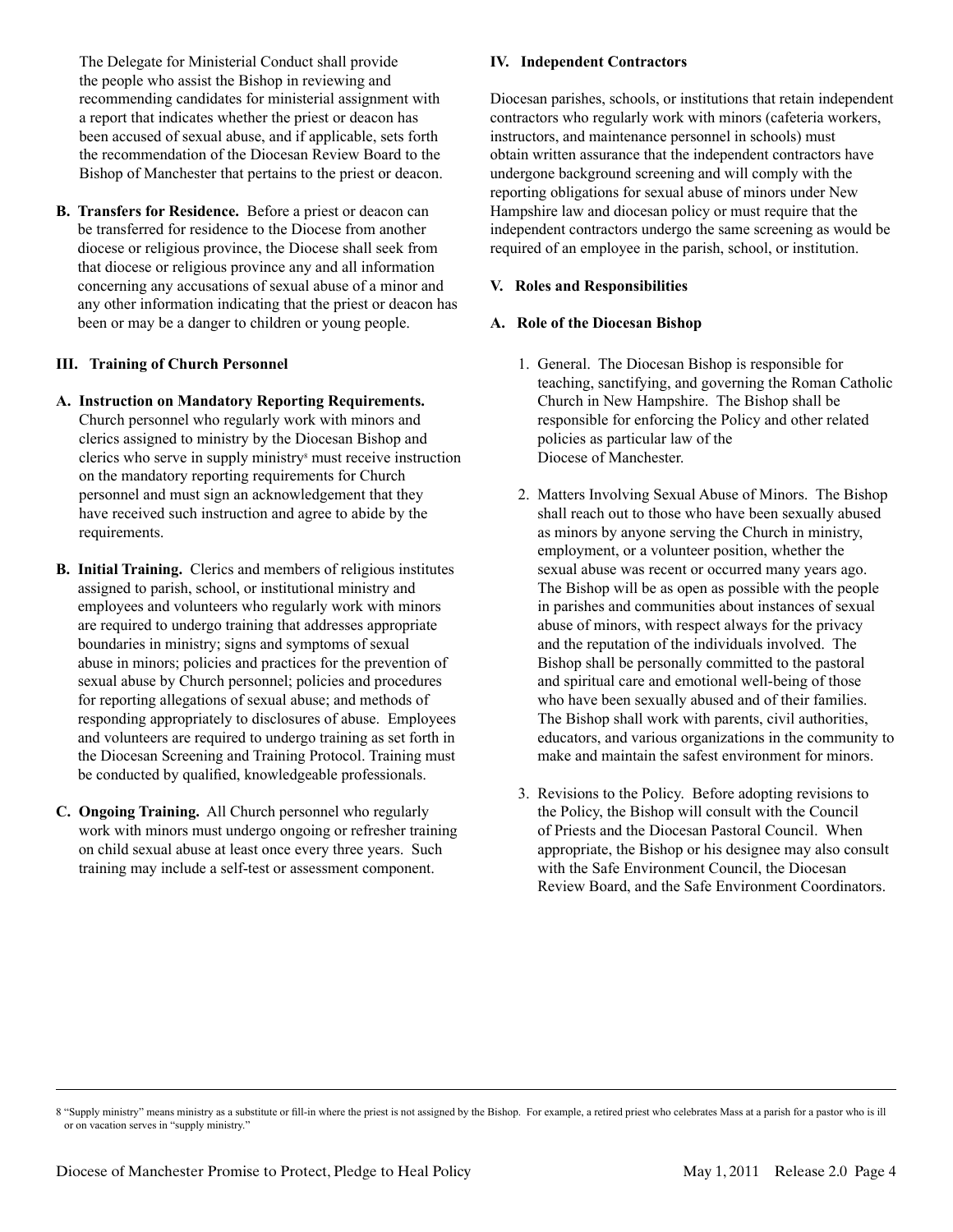The Delegate for Ministerial Conduct shall provide the people who assist the Bishop in reviewing and recommending candidates for ministerial assignment with a report that indicates whether the priest or deacon has been accused of sexual abuse, and if applicable, sets forth the recommendation of the Diocesan Review Board to the Bishop of Manchester that pertains to the priest or deacon.

**B. Transfers for Residence.** Before a priest or deacon can be transferred for residence to the Diocese from another diocese or religious province, the Diocese shall seek from that diocese or religious province any and all information concerning any accusations of sexual abuse of a minor and any other information indicating that the priest or deacon has been or may be a danger to children or young people.

## III. Training of Church Personnel

**A. Instruction on Mandatory Reporting Requirements.** Church personnel who regularly work with minors and clerics assigned to ministry by the Diocesan Bishop and clerics who serve in supply ministry[8] must receive instruction on the mandatory reporting requirements for Church personnel and must sign an acknowledgement that they have received such instruction and agree to abide by the requirements.

**B. Initial Training.** Clerics and members of religious institutes assigned to parish, school, or institutional ministry and employees and volunteers who regularly work with minors are required to undergo training that addresses appropriate boundaries in ministry; signs and symptoms of sexual abuse in minors; policies and practices for the prevention of sexual abuse by Church personnel; policies and procedures for reporting allegations of sexual abuse; and methods of responding appropriately to disclosures of abuse. Employees and volunteers are required to undergo training as set forth in the Diocesan Screening and Training Protocol. Training must be conducted by qualified, knowledgeable professionals.

**C. Ongoing Training.** All Church personnel who regularly work with minors must undergo ongoing or refresher training on child sexual abuse at least once every three years. Such training may include a self-test or assessment component.

## IV. Independent Contractors

Diocesan parishes, schools, or institutions that retain independent contractors who regularly work with minors (cafeteria workers, instructors, and maintenance personnel in schools) must obtain written assurance that the independent contractors have undergone background screening and will comply with the reporting obligations for sexual abuse of minors under New Hampshire law and diocesan policy or must require that the independent contractors undergo the same screening as would be required of an employee in the parish, school, or institution.

## V. Roles and Responsibilities

### A. Role of the Diocesan Bishop

1. General. The Diocesan Bishop is responsible for teaching, sanctifying, and governing the Roman Catholic Church in New Hampshire. The Bishop shall be responsible for enforcing the Policy and other related policies as particular law of the Diocese of Manchester.

2. Matters Involving Sexual Abuse of Minors. The Bishop shall reach out to those who have been sexually abused as minors by anyone serving the Church in ministry, employment, or a volunteer position, whether the sexual abuse was recent or occurred many years ago. The Bishop will be as open as possible with the people in parishes and communities about instances of sexual abuse of minors, with respect always for the privacy and the reputation of the individuals involved. The Bishop shall be personally committed to the pastoral and spiritual care and emotional well-being of those who have been sexually abused and of their families. The Bishop shall work with parents, civil authorities, educators, and various organizations in the community to make and maintain the safest environment for minors.

3. Revisions to the Policy. Before adopting revisions to the Policy, the Bishop will consult with the Council of Priests and the Diocesan Pastoral Council. When appropriate, the Bishop or his designee may also consult with the Safe Environment Council, the Diocesan Review Board, and the Safe Environment Coordinators.

---

8 "Supply ministry" means ministry as a substitute or fill-in where the priest is not assigned by the Bishop. For example, a retired priest who celebrates Mass at a parish for a pastor who is ill or on vacation serves in "supply ministry."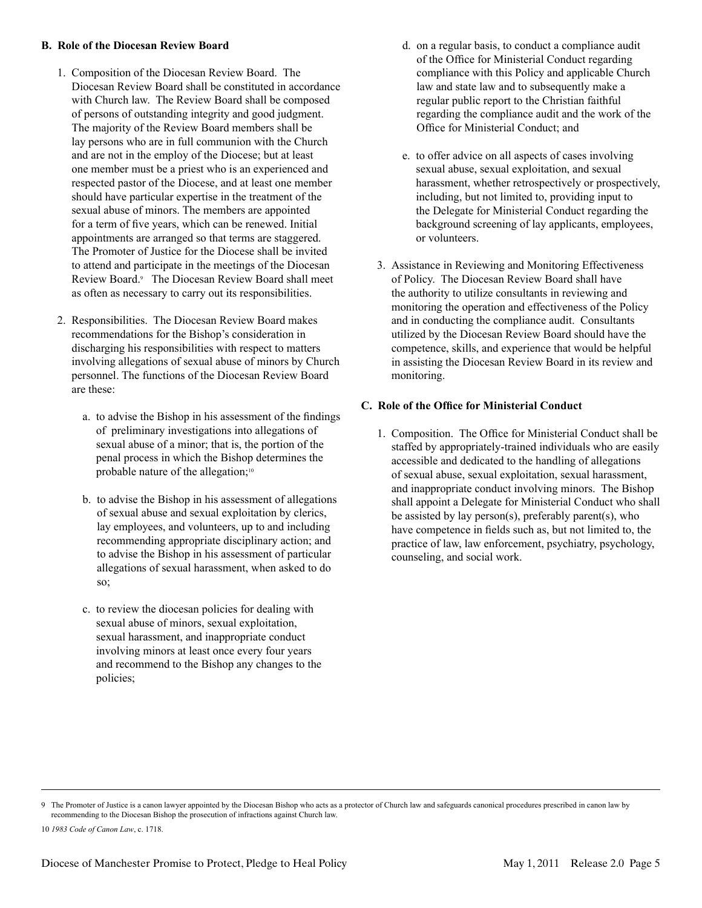**B. Role of the Diocesan Review Board**

1. Composition of the Diocesan Review Board. The Diocesan Review Board shall be constituted in accordance with Church law. The Review Board shall be composed of persons of outstanding integrity and good judgment. The majority of the Review Board members shall be lay persons who are in full communion with the Church and are not in the employ of the Diocese; but at least one member must be a priest who is an experienced and respected pastor of the Diocese, and at least one member should have particular expertise in the treatment of the sexual abuse of minors. The members are appointed for a term of five years, which can be renewed. Initial appointments are arranged so that terms are staggered. The Promoter of Justice for the Diocese shall be invited to attend and participate in the meetings of the Diocesan Review Board.[9] The Diocesan Review Board shall meet as often as necessary to carry out its responsibilities.

2. Responsibilities. The Diocesan Review Board makes recommendations for the Bishop's consideration in discharging his responsibilities with respect to matters involving allegations of sexual abuse of minors by Church personnel. The functions of the Diocesan Review Board are these:

   a. to advise the Bishop in his assessment of the findings of preliminary investigations into allegations of sexual abuse of a minor; that is, the portion of the penal process in which the Bishop determines the probable nature of the allegation;[10]

   b. to advise the Bishop in his assessment of allegations of sexual abuse and sexual exploitation by clerics, lay employees, and volunteers, up to and including recommending appropriate disciplinary action; and to advise the Bishop in his assessment of particular allegations of sexual harassment, when asked to do so;

   c. to review the diocesan policies for dealing with sexual abuse of minors, sexual exploitation, sexual harassment, and inappropriate conduct involving minors at least once every four years and recommend to the Bishop any changes to the policies;

   d. on a regular basis, to conduct a compliance audit of the Office for Ministerial Conduct regarding compliance with this Policy and applicable Church law and state law and to subsequently make a regular public report to the Christian faithful regarding the compliance audit and the work of the Office for Ministerial Conduct; and

   e. to offer advice on all aspects of cases involving sexual abuse, sexual exploitation, and sexual harassment, whether retrospectively or prospectively, including, but not limited to, providing input to the Delegate for Ministerial Conduct regarding the background screening of lay applicants, employees, or volunteers.

3. Assistance in Reviewing and Monitoring Effectiveness of Policy. The Diocesan Review Board shall have the authority to utilize consultants in reviewing and monitoring the operation and effectiveness of the Policy and in conducting the compliance audit. Consultants utilized by the Diocesan Review Board should have the competence, skills, and experience that would be helpful in assisting the Diocesan Review Board in its review and monitoring.

**C. Role of the Office for Ministerial Conduct**

1. Composition. The Office for Ministerial Conduct shall be staffed by appropriately-trained individuals who are easily accessible and dedicated to the handling of allegations of sexual abuse, sexual exploitation, sexual harassment, and inappropriate conduct involving minors. The Bishop shall appoint a Delegate for Ministerial Conduct who shall be assisted by lay person(s), preferably parent(s), who have competence in fields such as, but not limited to, the practice of law, law enforcement, psychiatry, psychology, counseling, and social work.

---

9 The Promoter of Justice is a canon lawyer appointed by the Diocesan Bishop who acts as a protector of Church law and safeguards canonical procedures prescribed in canon law by recommending to the Diocesan Bishop the prosecution of infractions against Church law.

10 *1983 Code of Canon Law*, c. 1718.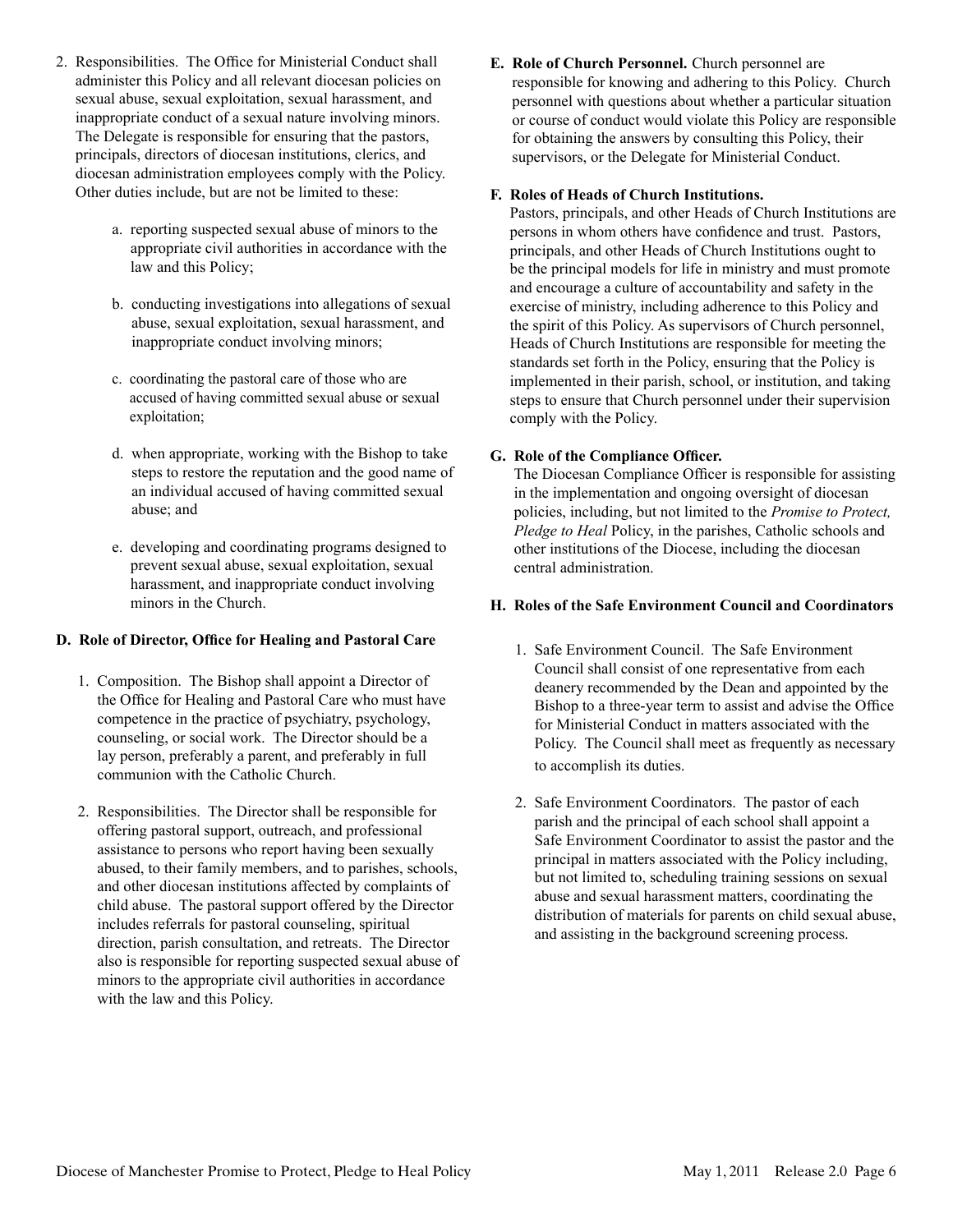2. Responsibilities. The Office for Ministerial Conduct shall administer this Policy and all relevant diocesan policies on sexual abuse, sexual exploitation, sexual harassment, and inappropriate conduct of a sexual nature involving minors. The Delegate is responsible for ensuring that the pastors, principals, directors of diocesan institutions, clerics, and diocesan administration employees comply with the Policy. Other duties include, but are not be limited to these:

   a. reporting suspected sexual abuse of minors to the appropriate civil authorities in accordance with the law and this Policy;

   b. conducting investigations into allegations of sexual abuse, sexual exploitation, sexual harassment, and inappropriate conduct involving minors;

   c. coordinating the pastoral care of those who are accused of having committed sexual abuse or sexual exploitation;

   d. when appropriate, working with the Bishop to take steps to restore the reputation and the good name of an individual accused of having committed sexual abuse; and

   e. developing and coordinating programs designed to prevent sexual abuse, sexual exploitation, sexual harassment, and inappropriate conduct involving minors in the Church.

### D. Role of Director, Office for Healing and Pastoral Care

1. Composition. The Bishop shall appoint a Director of the Office for Healing and Pastoral Care who must have competence in the practice of psychiatry, psychology, counseling, or social work. The Director should be a lay person, preferably a parent, and preferably in full communion with the Catholic Church.

2. Responsibilities. The Director shall be responsible for offering pastoral support, outreach, and professional assistance to persons who report having been sexually abused, to their family members, and to parishes, schools, and other diocesan institutions affected by complaints of child abuse. The pastoral support offered by the Director includes referrals for pastoral counseling, spiritual direction, parish consultation, and retreats. The Director also is responsible for reporting suspected sexual abuse of minors to the appropriate civil authorities in accordance with the law and this Policy.

### E. Role of Church Personnel.

Church personnel are responsible for knowing and adhering to this Policy. Church personnel with questions about whether a particular situation or course of conduct would violate this Policy are responsible for obtaining the answers by consulting this Policy, their supervisors, or the Delegate for Ministerial Conduct.

### F. Roles of Heads of Church Institutions.

Pastors, principals, and other Heads of Church Institutions are persons in whom others have confidence and trust. Pastors, principals, and other Heads of Church Institutions ought to be the principal models for life in ministry and must promote and encourage a culture of accountability and safety in the exercise of ministry, including adherence to this Policy and the spirit of this Policy. As supervisors of Church personnel, Heads of Church Institutions are responsible for meeting the standards set forth in the Policy, ensuring that the Policy is implemented in their parish, school, or institution, and taking steps to ensure that Church personnel under their supervision comply with the Policy.

### G. Role of the Compliance Officer.

The Diocesan Compliance Officer is responsible for assisting in the implementation and ongoing oversight of diocesan policies, including, but not limited to the *Promise to Protect, Pledge to Heal* Policy, in the parishes, Catholic schools and other institutions of the Diocese, including the diocesan central administration.

### H. Roles of the Safe Environment Council and Coordinators

1. Safe Environment Council. The Safe Environment Council shall consist of one representative from each deanery recommended by the Dean and appointed by the Bishop to a three-year term to assist and advise the Office for Ministerial Conduct in matters associated with the Policy. The Council shall meet as frequently as necessary to accomplish its duties.

2. Safe Environment Coordinators. The pastor of each parish and the principal of each school shall appoint a Safe Environment Coordinator to assist the pastor and the principal in matters associated with the Policy including, but not limited to, scheduling training sessions on sexual abuse and sexual harassment matters, coordinating the distribution of materials for parents on child sexual abuse, and assisting in the background screening process.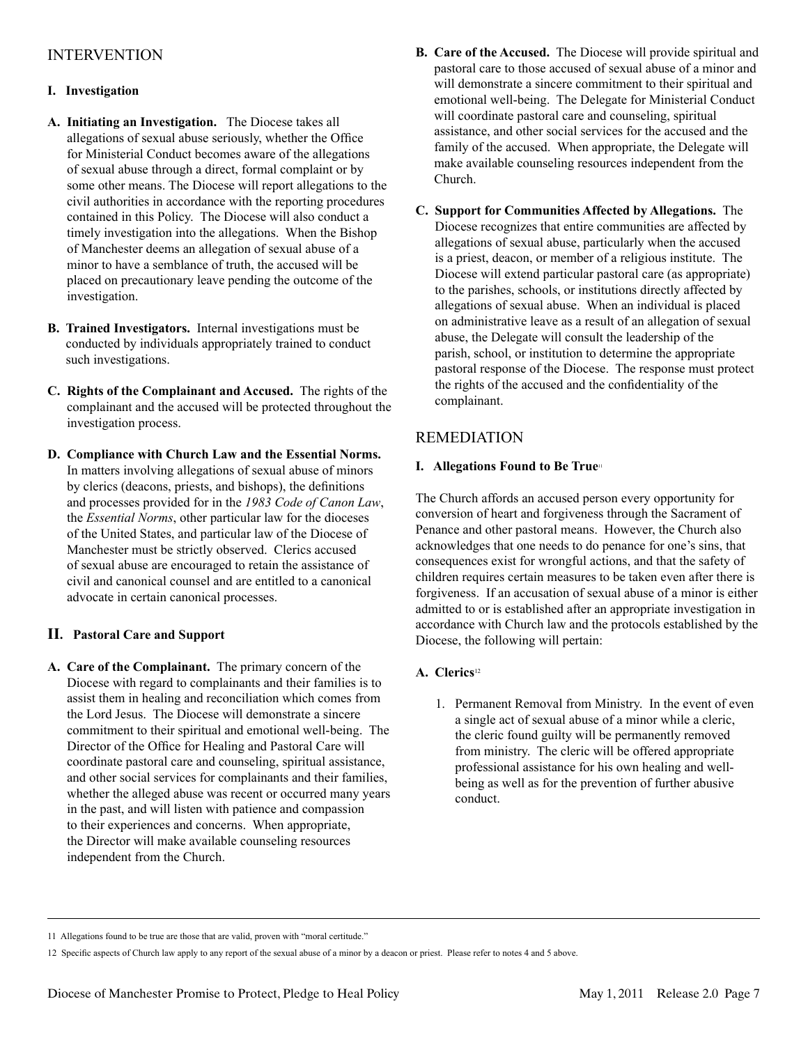## INTERVENTION

### I. Investigation

**A. Initiating an Investigation.** The Diocese takes all allegations of sexual abuse seriously, whether the Office for Ministerial Conduct becomes aware of the allegations of sexual abuse through a direct, formal complaint or by some other means. The Diocese will report allegations to the civil authorities in accordance with the reporting procedures contained in this Policy. The Diocese will also conduct a timely investigation into the allegations. When the Bishop of Manchester deems an allegation of sexual abuse of a minor to have a semblance of truth, the accused will be placed on precautionary leave pending the outcome of the investigation.

**B. Trained Investigators.** Internal investigations must be conducted by individuals appropriately trained to conduct such investigations.

**C. Rights of the Complainant and Accused.** The rights of the complainant and the accused will be protected throughout the investigation process.

**D. Compliance with Church Law and the Essential Norms.** In matters involving allegations of sexual abuse of minors by clerics (deacons, priests, and bishops), the definitions and processes provided for in the *1983 Code of Canon Law*, the *Essential Norms*, other particular law for the dioceses of the United States, and particular law of the Diocese of Manchester must be strictly observed. Clerics accused of sexual abuse are encouraged to retain the assistance of civil and canonical counsel and are entitled to a canonical advocate in certain canonical processes.

### II. Pastoral Care and Support

**A. Care of the Complainant.** The primary concern of the Diocese with regard to complainants and their families is to assist them in healing and reconciliation which comes from the Lord Jesus. The Diocese will demonstrate a sincere commitment to their spiritual and emotional well-being. The Director of the Office for Healing and Pastoral Care will coordinate pastoral care and counseling, spiritual assistance, and other social services for complainants and their families, whether the alleged abuse was recent or occurred many years in the past, and will listen with patience and compassion to their experiences and concerns. When appropriate, the Director will make available counseling resources independent from the Church.

**B. Care of the Accused.** The Diocese will provide spiritual and pastoral care to those accused of sexual abuse of a minor and will demonstrate a sincere commitment to their spiritual and emotional well-being. The Delegate for Ministerial Conduct will coordinate pastoral care and counseling, spiritual assistance, and other social services for the accused and the family of the accused. When appropriate, the Delegate will make available counseling resources independent from the Church.

**C. Support for Communities Affected by Allegations.** The Diocese recognizes that entire communities are affected by allegations of sexual abuse, particularly when the accused is a priest, deacon, or member of a religious institute. The Diocese will extend particular pastoral care (as appropriate) to the parishes, schools, or institutions directly affected by allegations of sexual abuse. When an individual is placed on administrative leave as a result of an allegation of sexual abuse, the Delegate will consult the leadership of the parish, school, or institution to determine the appropriate pastoral response of the Diocese. The response must protect the rights of the accused and the confidentiality of the complainant.

## REMEDIATION

### I. Allegations Found to Be True[11]

The Church affords an accused person every opportunity for conversion of heart and forgiveness through the Sacrament of Penance and other pastoral means. However, the Church also acknowledges that one needs to do penance for one's sins, that consequences exist for wrongful actions, and that the safety of children requires certain measures to be taken even after there is forgiveness. If an accusation of sexual abuse of a minor is either admitted to or is established after an appropriate investigation in accordance with Church law and the protocols established by the Diocese, the following will pertain:

**A. Clerics**[12]

1. Permanent Removal from Ministry. In the event of even a single act of sexual abuse of a minor while a cleric, the cleric found guilty will be permanently removed from ministry. The cleric will be offered appropriate professional assistance for his own healing and well-being as well as for the prevention of further abusive conduct.

---

11 Allegations found to be true are those that are valid, proven with "moral certitude."

12 Specific aspects of Church law apply to any report of the sexual abuse of a minor by a deacon or priest. Please refer to notes 4 and 5 above.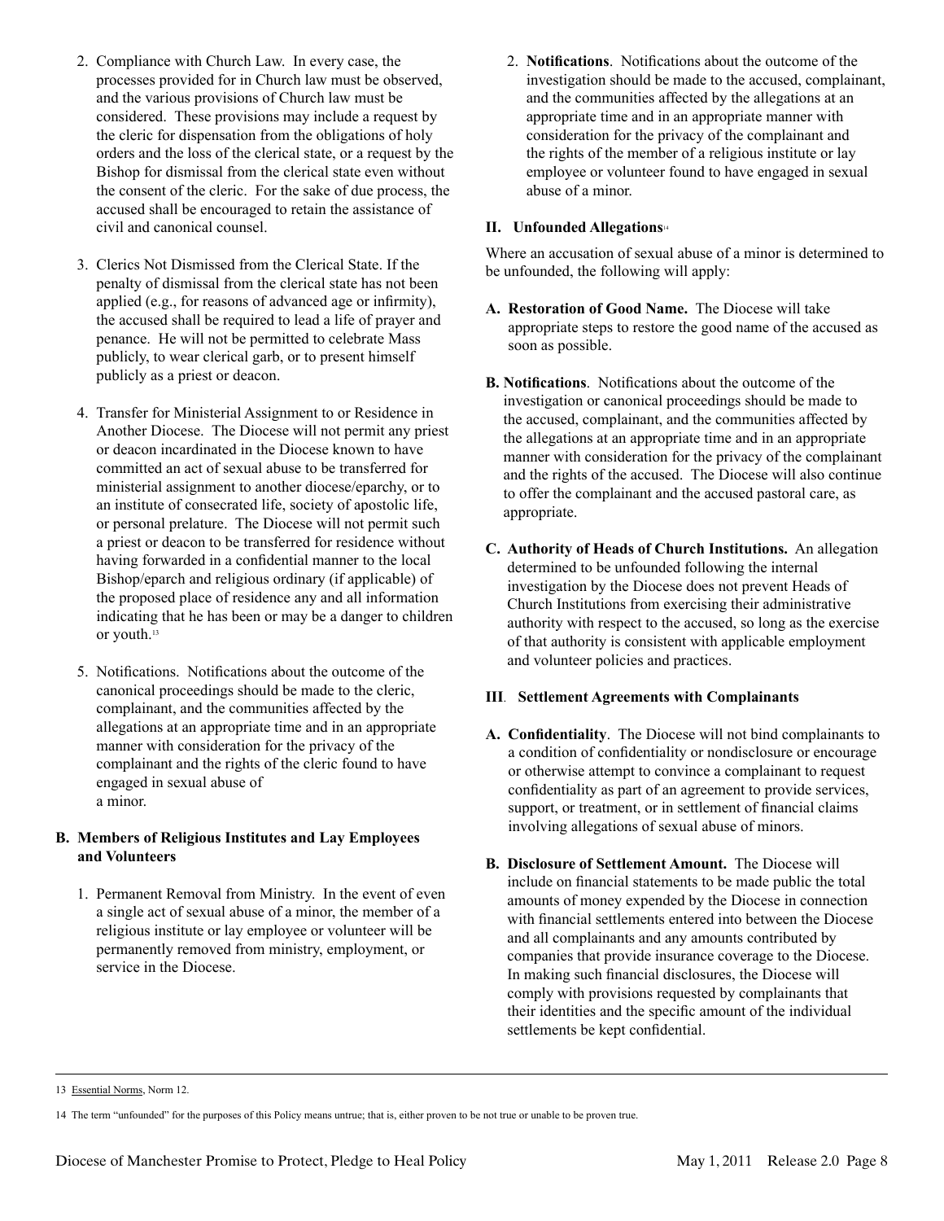2. Compliance with Church Law. In every case, the processes provided for in Church law must be observed, and the various provisions of Church law must be considered. These provisions may include a request by the cleric for dispensation from the obligations of holy orders and the loss of the clerical state, or a request by the Bishop for dismissal from the clerical state even without the consent of the cleric. For the sake of due process, the accused shall be encouraged to retain the assistance of civil and canonical counsel.

3. Clerics Not Dismissed from the Clerical State. If the penalty of dismissal from the clerical state has not been applied (e.g., for reasons of advanced age or infirmity), the accused shall be required to lead a life of prayer and penance. He will not be permitted to celebrate Mass publicly, to wear clerical garb, or to present himself publicly as a priest or deacon.

4. Transfer for Ministerial Assignment to or Residence in Another Diocese. The Diocese will not permit any priest or deacon incardinated in the Diocese known to have committed an act of sexual abuse to be transferred for ministerial assignment to another diocese/eparchy, or to an institute of consecrated life, society of apostolic life, or personal prelature. The Diocese will not permit such a priest or deacon to be transferred for residence without having forwarded in a confidential manner to the local Bishop/eparch and religious ordinary (if applicable) of the proposed place of residence any and all information indicating that he has been or may be a danger to children or youth.[13]

5. Notifications. Notifications about the outcome of the canonical proceedings should be made to the cleric, complainant, and the communities affected by the allegations at an appropriate time and in an appropriate manner with consideration for the privacy of the complainant and the rights of the cleric found to have engaged in sexual abuse of a minor.

**B. Members of Religious Institutes and Lay Employees and Volunteers**

1. Permanent Removal from Ministry. In the event of even a single act of sexual abuse of a minor, the member of a religious institute or lay employee or volunteer will be permanently removed from ministry, employment, or service in the Diocese.

2. **Notifications**. Notifications about the outcome of the investigation should be made to the accused, complainant, and the communities affected by the allegations at an appropriate time and in an appropriate manner with consideration for the privacy of the complainant and the rights of the member of a religious institute or lay employee or volunteer found to have engaged in sexual abuse of a minor.

## II. Unfounded Allegations[14]

Where an accusation of sexual abuse of a minor is determined to be unfounded, the following will apply:

**A. Restoration of Good Name.** The Diocese will take appropriate steps to restore the good name of the accused as soon as possible.

**B. Notifications**. Notifications about the outcome of the investigation or canonical proceedings should be made to the accused, complainant, and the communities affected by the allegations at an appropriate time and in an appropriate manner with consideration for the privacy of the complainant and the rights of the accused. The Diocese will also continue to offer the complainant and the accused pastoral care, as appropriate.

**C. Authority of Heads of Church Institutions.** An allegation determined to be unfounded following the internal investigation by the Diocese does not prevent Heads of Church Institutions from exercising their administrative authority with respect to the accused, so long as the exercise of that authority is consistent with applicable employment and volunteer policies and practices.

## III. Settlement Agreements with Complainants

**A. Confidentiality**. The Diocese will not bind complainants to a condition of confidentiality or nondisclosure or encourage or otherwise attempt to convince a complainant to request confidentiality as part of an agreement to provide services, support, or treatment, or in settlement of financial claims involving allegations of sexual abuse of minors.

**B. Disclosure of Settlement Amount.** The Diocese will include on financial statements to be made public the total amounts of money expended by the Diocese in connection with financial settlements entered into between the Diocese and all complainants and any amounts contributed by companies that provide insurance coverage to the Diocese. In making such financial disclosures, the Diocese will comply with provisions requested by complainants that their identities and the specific amount of the individual settlements be kept confidential.

---

13 Essential Norms, Norm 12.

14 The term "unfounded" for the purposes of this Policy means untrue; that is, either proven to be not true or unable to be proven true.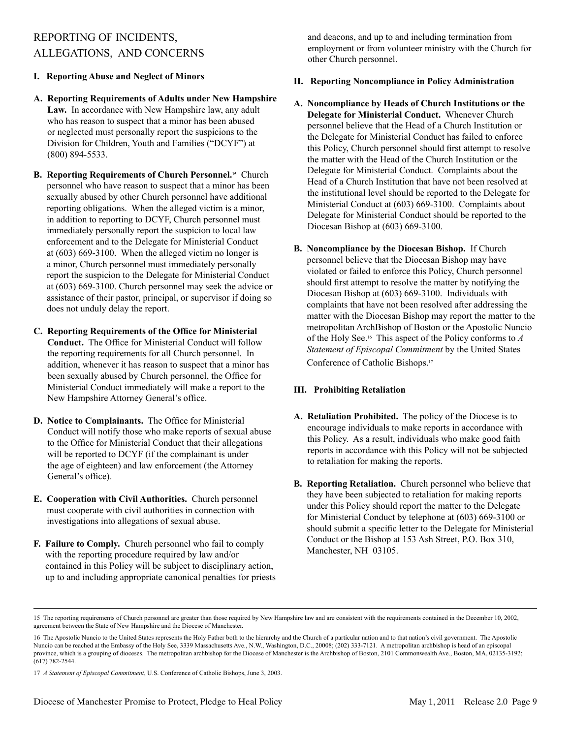## REPORTING OF INCIDENTS, ALLEGATIONS, AND CONCERNS

### I. Reporting Abuse and Neglect of Minors

**A. Reporting Requirements of Adults under New Hampshire Law.** In accordance with New Hampshire law, any adult who has reason to suspect that a minor has been abused or neglected must personally report the suspicions to the Division for Children, Youth and Families ("DCYF") at (800) 894-5533.

**B. Reporting Requirements of Church Personnel.**[15] Church personnel who have reason to suspect that a minor has been sexually abused by other Church personnel have additional reporting obligations. When the alleged victim is a minor, in addition to reporting to DCYF, Church personnel must immediately personally report the suspicion to local law enforcement and to the Delegate for Ministerial Conduct at (603) 669-3100. When the alleged victim no longer is a minor, Church personnel must immediately personally report the suspicion to the Delegate for Ministerial Conduct at (603) 669-3100. Church personnel may seek the advice or assistance of their pastor, principal, or supervisor if doing so does not unduly delay the report.

**C. Reporting Requirements of the Office for Ministerial Conduct.** The Office for Ministerial Conduct will follow the reporting requirements for all Church personnel. In addition, whenever it has reason to suspect that a minor has been sexually abused by Church personnel, the Office for Ministerial Conduct immediately will make a report to the New Hampshire Attorney General's office.

**D. Notice to Complainants.** The Office for Ministerial Conduct will notify those who make reports of sexual abuse to the Office for Ministerial Conduct that their allegations will be reported to DCYF (if the complainant is under the age of eighteen) and law enforcement (the Attorney General's office).

**E. Cooperation with Civil Authorities.** Church personnel must cooperate with civil authorities in connection with investigations into allegations of sexual abuse.

**F. Failure to Comply.** Church personnel who fail to comply with the reporting procedure required by law and/or contained in this Policy will be subject to disciplinary action, up to and including appropriate canonical penalties for priests and deacons, and up to and including termination from employment or from volunteer ministry with the Church for other Church personnel.

### II. Reporting Noncompliance in Policy Administration

**A. Noncompliance by Heads of Church Institutions or the Delegate for Ministerial Conduct.** Whenever Church personnel believe that the Head of a Church Institution or the Delegate for Ministerial Conduct has failed to enforce this Policy, Church personnel should first attempt to resolve the matter with the Head of the Church Institution or the Delegate for Ministerial Conduct. Complaints about the Head of a Church Institution that have not been resolved at the institutional level should be reported to the Delegate for Ministerial Conduct at (603) 669-3100. Complaints about Delegate for Ministerial Conduct should be reported to the Diocesan Bishop at (603) 669-3100.

**B. Noncompliance by the Diocesan Bishop.** If Church personnel believe that the Diocesan Bishop may have violated or failed to enforce this Policy, Church personnel should first attempt to resolve the matter by notifying the Diocesan Bishop at (603) 669-3100. Individuals with complaints that have not been resolved after addressing the matter with the Diocesan Bishop may report the matter to the metropolitan ArchBishop of Boston or the Apostolic Nuncio of the Holy See.[16] This aspect of the Policy conforms to *A Statement of Episcopal Commitment* by the United States Conference of Catholic Bishops.[17]

### III. Prohibiting Retaliation

**A. Retaliation Prohibited.** The policy of the Diocese is to encourage individuals to make reports in accordance with this Policy. As a result, individuals who make good faith reports in accordance with this Policy will not be subjected to retaliation for making the reports.

**B. Reporting Retaliation.** Church personnel who believe that they have been subjected to retaliation for making reports under this Policy should report the matter to the Delegate for Ministerial Conduct by telephone at (603) 669-3100 or should submit a specific letter to the Delegate for Ministerial Conduct or the Bishop at 153 Ash Street, P.O. Box 310, Manchester, NH 03105.

---

15 The reporting requirements of Church personnel are greater than those required by New Hampshire law and are consistent with the requirements contained in the December 10, 2002, agreement between the State of New Hampshire and the Diocese of Manchester.

16 The Apostolic Nuncio to the United States represents the Holy Father both to the hierarchy and the Church of a particular nation and to that nation's civil government. The Apostolic Nuncio can be reached at the Embassy of the Holy See, 3339 Massachusetts Ave., N.W., Washington, D.C., 20008; (202) 333-7121. A metropolitan archbishop is head of an episcopal province, which is a grouping of dioceses. The metropolitan archbishop for the Diocese of Manchester is the Archbishop of Boston, 2101 Commonwealth Ave., Boston, MA, 02135-3192; (617) 782-2544.

17 *A Statement of Episcopal Commitment*, U.S. Conference of Catholic Bishops, June 3, 2003.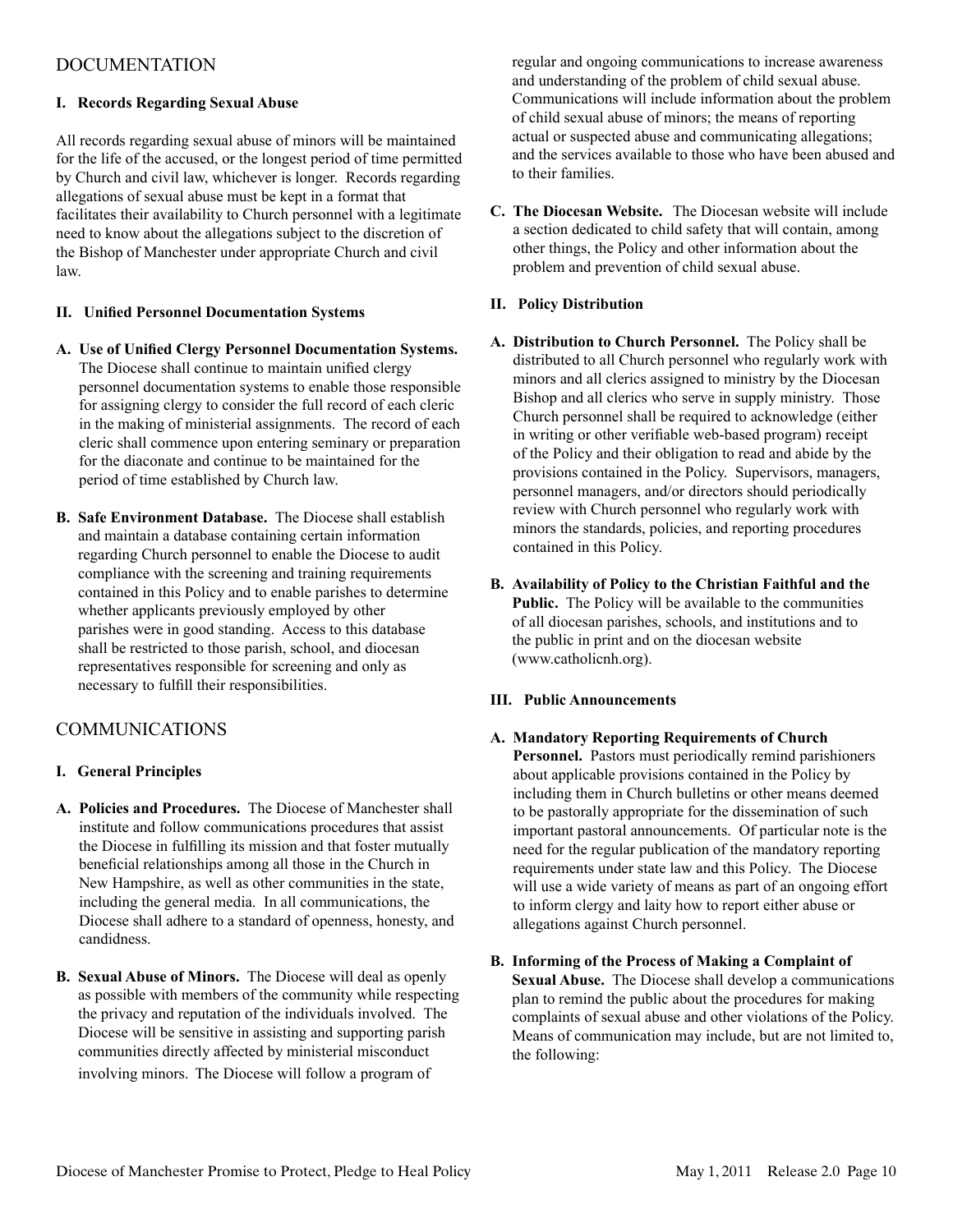## DOCUMENTATION

### I. Records Regarding Sexual Abuse

All records regarding sexual abuse of minors will be maintained for the life of the accused, or the longest period of time permitted by Church and civil law, whichever is longer. Records regarding allegations of sexual abuse must be kept in a format that facilitates their availability to Church personnel with a legitimate need to know about the allegations subject to the discretion of the Bishop of Manchester under appropriate Church and civil law.

### II. Unified Personnel Documentation Systems

**A. Use of Unified Clergy Personnel Documentation Systems.** The Diocese shall continue to maintain unified clergy personnel documentation systems to enable those responsible for assigning clergy to consider the full record of each cleric in the making of ministerial assignments. The record of each cleric shall commence upon entering seminary or preparation for the diaconate and continue to be maintained for the period of time established by Church law.

**B. Safe Environment Database.** The Diocese shall establish and maintain a database containing certain information regarding Church personnel to enable the Diocese to audit compliance with the screening and training requirements contained in this Policy and to enable parishes to determine whether applicants previously employed by other parishes were in good standing. Access to this database shall be restricted to those parish, school, and diocesan representatives responsible for screening and only as necessary to fulfill their responsibilities.

## COMMUNICATIONS

### I. General Principles

**A. Policies and Procedures.** The Diocese of Manchester shall institute and follow communications procedures that assist the Diocese in fulfilling its mission and that foster mutually beneficial relationships among all those in the Church in New Hampshire, as well as other communities in the state, including the general media. In all communications, the Diocese shall adhere to a standard of openness, honesty, and candidness.

**B. Sexual Abuse of Minors.** The Diocese will deal as openly as possible with members of the community while respecting the privacy and reputation of the individuals involved. The Diocese will be sensitive in assisting and supporting parish communities directly affected by ministerial misconduct involving minors. The Diocese will follow a program of regular and ongoing communications to increase awareness and understanding of the problem of child sexual abuse. Communications will include information about the problem of child sexual abuse of minors; the means of reporting actual or suspected abuse and communicating allegations; and the services available to those who have been abused and to their families.

**C. The Diocesan Website.** The Diocesan website will include a section dedicated to child safety that will contain, among other things, the Policy and other information about the problem and prevention of child sexual abuse.

### II. Policy Distribution

**A. Distribution to Church Personnel.** The Policy shall be distributed to all Church personnel who regularly work with minors and all clerics assigned to ministry by the Diocesan Bishop and all clerics who serve in supply ministry. Those Church personnel shall be required to acknowledge (either in writing or other verifiable web-based program) receipt of the Policy and their obligation to read and abide by the provisions contained in the Policy. Supervisors, managers, personnel managers, and/or directors should periodically review with Church personnel who regularly work with minors the standards, policies, and reporting procedures contained in this Policy.

**B. Availability of Policy to the Christian Faithful and the Public.** The Policy will be available to the communities of all diocesan parishes, schools, and institutions and to the public in print and on the diocesan website (www.catholicnh.org).

### III. Public Announcements

**A. Mandatory Reporting Requirements of Church Personnel.** Pastors must periodically remind parishioners about applicable provisions contained in the Policy by including them in Church bulletins or other means deemed to be pastorally appropriate for the dissemination of such important pastoral announcements. Of particular note is the need for the regular publication of the mandatory reporting requirements under state law and this Policy. The Diocese will use a wide variety of means as part of an ongoing effort to inform clergy and laity how to report either abuse or allegations against Church personnel.

**B. Informing of the Process of Making a Complaint of Sexual Abuse.** The Diocese shall develop a communications plan to remind the public about the procedures for making complaints of sexual abuse and other violations of the Policy. Means of communication may include, but are not limited to, the following: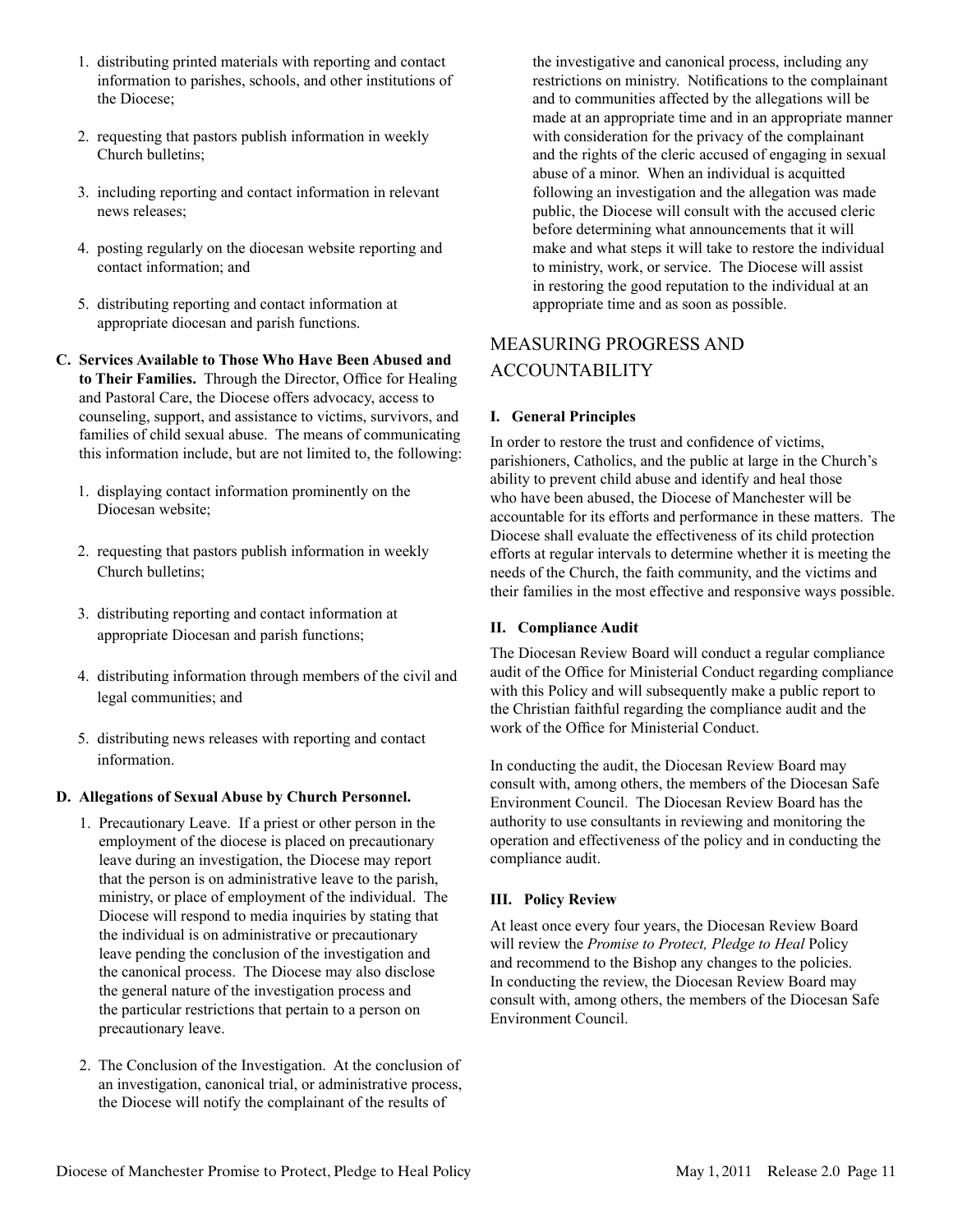1. distributing printed materials with reporting and contact information to parishes, schools, and other institutions of the Diocese;
2. requesting that pastors publish information in weekly Church bulletins;
3. including reporting and contact information in relevant news releases;
4. posting regularly on the diocesan website reporting and contact information; and
5. distributing reporting and contact information at appropriate diocesan and parish functions.

**C. Services Available to Those Who Have Been Abused and to Their Families.** Through the Director, Office for Healing and Pastoral Care, the Diocese offers advocacy, access to counseling, support, and assistance to victims, survivors, and families of child sexual abuse. The means of communicating this information include, but are not limited to, the following:

1. displaying contact information prominently on the Diocesan website;
2. requesting that pastors publish information in weekly Church bulletins;
3. distributing reporting and contact information at appropriate Diocesan and parish functions;
4. distributing information through members of the civil and legal communities; and
5. distributing news releases with reporting and contact information.

**D. Allegations of Sexual Abuse by Church Personnel.**

1. Precautionary Leave. If a priest or other person in the employment of the diocese is placed on precautionary leave during an investigation, the Diocese may report that the person is on administrative leave to the parish, ministry, or place of employment of the individual. The Diocese will respond to media inquiries by stating that the individual is on administrative or precautionary leave pending the conclusion of the investigation and the canonical process. The Diocese may also disclose the general nature of the investigation process and the particular restrictions that pertain to a person on precautionary leave.
2. The Conclusion of the Investigation. At the conclusion of an investigation, canonical trial, or administrative process, the Diocese will notify the complainant of the results of the investigative and canonical process, including any restrictions on ministry. Notifications to the complainant and to communities affected by the allegations will be made at an appropriate time and in an appropriate manner with consideration for the privacy of the complainant and the rights of the cleric accused of engaging in sexual abuse of a minor. When an individual is acquitted following an investigation and the allegation was made public, the Diocese will consult with the accused cleric before determining what announcements that it will make and what steps it will take to restore the individual to ministry, work, or service. The Diocese will assist in restoring the good reputation to the individual at an appropriate time and as soon as possible.

## MEASURING PROGRESS AND ACCOUNTABILITY

### I. General Principles

In order to restore the trust and confidence of victims, parishioners, Catholics, and the public at large in the Church's ability to prevent child abuse and identify and heal those who have been abused, the Diocese of Manchester will be accountable for its efforts and performance in these matters. The Diocese shall evaluate the effectiveness of its child protection efforts at regular intervals to determine whether it is meeting the needs of the Church, the faith community, and the victims and their families in the most effective and responsive ways possible.

### II. Compliance Audit

The Diocesan Review Board will conduct a regular compliance audit of the Office for Ministerial Conduct regarding compliance with this Policy and will subsequently make a public report to the Christian faithful regarding the compliance audit and the work of the Office for Ministerial Conduct.

In conducting the audit, the Diocesan Review Board may consult with, among others, the members of the Diocesan Safe Environment Council. The Diocesan Review Board has the authority to use consultants in reviewing and monitoring the operation and effectiveness of the policy and in conducting the compliance audit.

### III. Policy Review

At least once every four years, the Diocesan Review Board will review the *Promise to Protect, Pledge to Heal* Policy and recommend to the Bishop any changes to the policies. In conducting the review, the Diocesan Review Board may consult with, among others, the members of the Diocesan Safe Environment Council.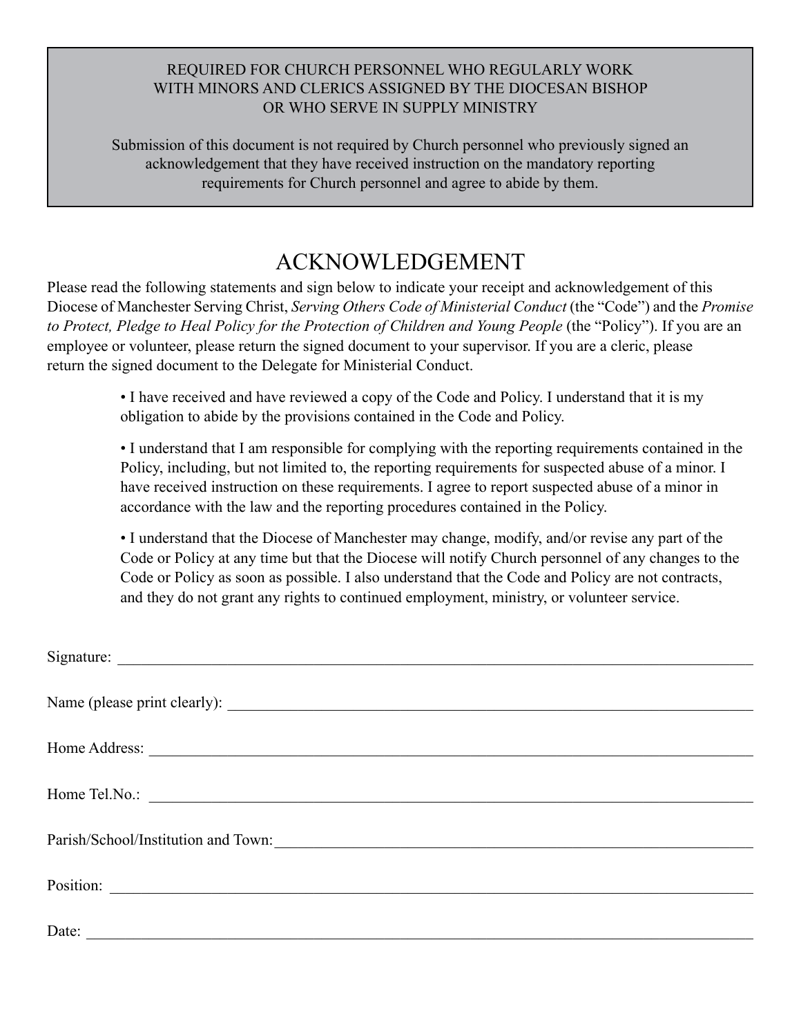REQUIRED FOR CHURCH PERSONNEL WHO REGULARLY WORK WITH MINORS AND CLERICS ASSIGNED BY THE DIOCESAN BISHOP OR WHO SERVE IN SUPPLY MINISTRY

Submission of this document is not required by Church personnel who previously signed an acknowledgement that they have received instruction on the mandatory reporting requirements for Church personnel and agree to abide by them.

# ACKNOWLEDGEMENT

Please read the following statements and sign below to indicate your receipt and acknowledgement of this Diocese of Manchester Serving Christ, *Serving Others Code of Ministerial Conduct* (the "Code") and the *Promise to Protect, Pledge to Heal Policy for the Protection of Children and Young People* (the "Policy"). If you are an employee or volunteer, please return the signed document to your supervisor. If you are a cleric, please return the signed document to the Delegate for Ministerial Conduct.

- I have received and have reviewed a copy of the Code and Policy. I understand that it is my obligation to abide by the provisions contained in the Code and Policy.
- I understand that I am responsible for complying with the reporting requirements contained in the Policy, including, but not limited to, the reporting requirements for suspected abuse of a minor. I have received instruction on these requirements. I agree to report suspected abuse of a minor in accordance with the law and the reporting procedures contained in the Policy.
- I understand that the Diocese of Manchester may change, modify, and/or revise any part of the Code or Policy at any time but that the Diocese will notify Church personnel of any changes to the Code or Policy as soon as possible. I also understand that the Code and Policy are not contracts, and they do not grant any rights to continued employment, ministry, or volunteer service.

Signature: ____________________________________________

Name (please print clearly): ____________________________________________

Home Address: ____________________________________________

Home Tel.No.: ____________________________________________

Parish/School/Institution and Town: ____________________________________________

Position: ____________________________________________

Date: ____________________________________________